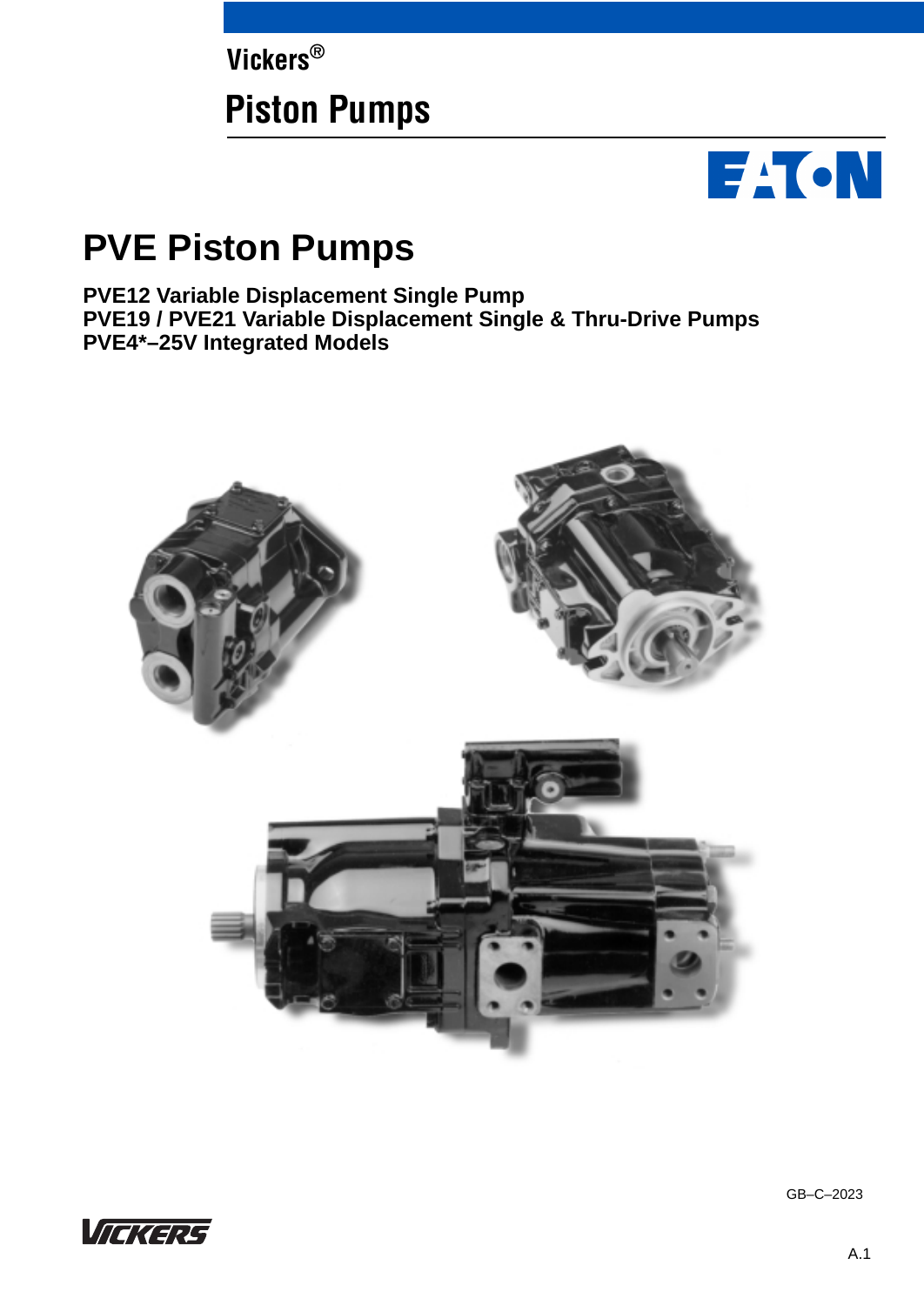Vickers®

# Piston Pumps

# PVE Piston Pumps

**PVE12 Variable Displacement Single Pump**
**PVE19 / PVE21 Variable Displacement Single & Thru-Drive Pumps**
**PVE4*–25V Integrated Models**

GB–C–2023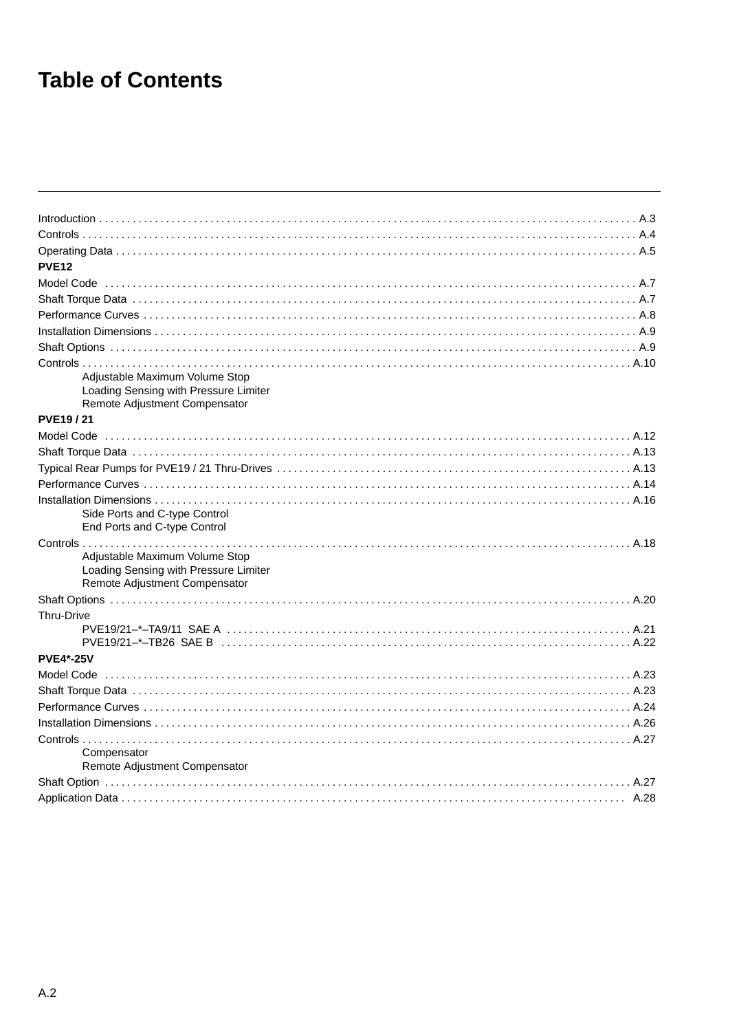# Table of Contents

| | |
|---|---|
| Introduction | A.3 |
| Controls | A.4 |
| Operating Data | A.5 |
| **PVE12** | |
| Model Code | A.7 |
| Shaft Torque Data | A.7 |
| Performance Curves | A.8 |
| Installation Dimensions | A.9 |
| Shaft Options | A.9 |
| Controls | A.10 |
| Adjustable Maximum Volume Stop | |
| Loading Sensing with Pressure Limiter | |
| Remote Adjustment Compensator | |
| **PVE19 / 21** | |
| Model Code | A.12 |
| Shaft Torque Data | A.13 |
| Typical Rear Pumps for PVE19 / 21 Thru-Drives | A.13 |
| Performance Curves | A.14 |
| Installation Dimensions | A.16 |
| Side Ports and C-type Control | |
| End Ports and C-type Control | |
| Controls | A.18 |
| Adjustable Maximum Volume Stop | |
| Loading Sensing with Pressure Limiter | |
| Remote Adjustment Compensator | |
| Shaft Options | A.20 |
| Thru-Drive | |
| PVE19/21–*–TA9/11 SAE A | A.21 |
| PVE19/21–*–TB26 SAE B | A.22 |
| **PVE4*-25V** | |
| Model Code | A.23 |
| Shaft Torque Data | A.23 |
| Performance Curves | A.24 |
| Installation Dimensions | A.26 |
| Controls | A.27 |
| Compensator | |
| Remote Adjustment Compensator | |
| Shaft Option | A.27 |
| Application Data | A.28 |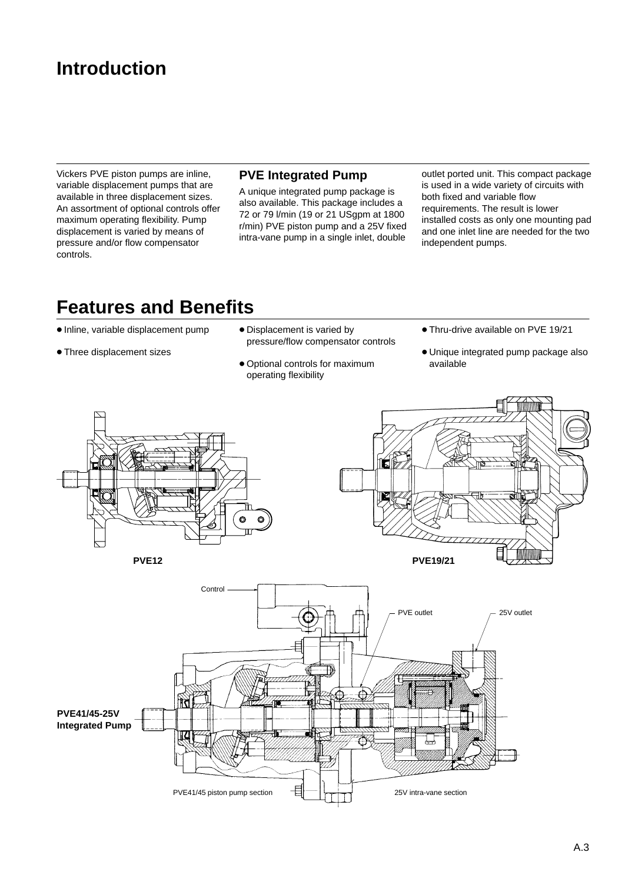# Introduction

Vickers PVE piston pumps are inline, variable displacement pumps that are available in three displacement sizes. An assortment of optional controls offer maximum operating flexibility. Pump displacement is varied by means of pressure and/or flow compensator controls.

## PVE Integrated Pump

A unique integrated pump package is also available. This package includes a 72 or 79 l/min (19 or 21 USgpm at 1800 r/min) PVE piston pump and a 25V fixed intra-vane pump in a single inlet, double outlet ported unit. This compact package is used in a wide variety of circuits with both fixed and variable flow requirements. The result is lower installed costs as only one mounting pad and one inlet line are needed for the two independent pumps.

# Features and Benefits

- Inline, variable displacement pump
- Three displacement sizes
- Displacement is varied by pressure/flow compensator controls
- Optional controls for maximum operating flexibility
- Thru-drive available on PVE 19/21
- Unique integrated pump package also available

PVE12

PVE19/21

Control

PVE outlet

25V outlet

**PVE41/45-25V Integrated Pump**

PVE41/45 piston pump section

25V intra-vane section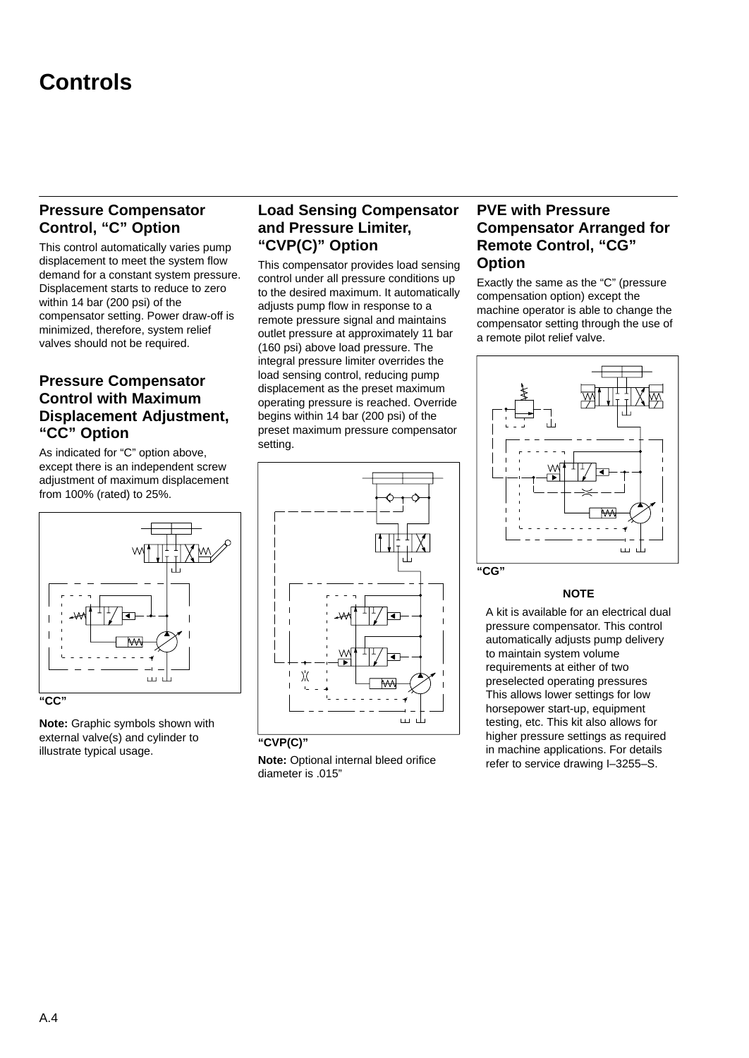# Controls

## Pressure Compensator Control, “C” Option

This control automatically varies pump displacement to meet the system flow demand for a constant system pressure. Displacement starts to reduce to zero within 14 bar (200 psi) of the compensator setting. Power draw-off is minimized, therefore, system relief valves should not be required.

## Pressure Compensator Control with Maximum Displacement Adjustment, “CC” Option

As indicated for “C” option above, except there is an independent screw adjustment of maximum displacement from 100% (rated) to 25%.

**“CC”**

**Note:** Graphic symbols shown with external valve(s) and cylinder to illustrate typical usage.

## Load Sensing Compensator and Pressure Limiter, “CVP(C)” Option

This compensator provides load sensing control under all pressure conditions up to the desired maximum. It automatically adjusts pump flow in response to a remote pressure signal and maintains outlet pressure at approximately 11 bar (160 psi) above load pressure. The integral pressure limiter overrides the load sensing control, reducing pump displacement as the preset maximum operating pressure is reached. Override begins within 14 bar (200 psi) of the preset maximum pressure compensator setting.

**“CVP(C)”**

**Note:** Optional internal bleed orifice diameter is .015”

## PVE with Pressure Compensator Arranged for Remote Control, “CG” Option

Exactly the same as the “C” (pressure compensation option) except the machine operator is able to change the compensator setting through the use of a remote pilot relief valve.

**“CG”**

**NOTE**

A kit is available for an electrical dual pressure compensator. This control automatically adjusts pump delivery to maintain system volume requirements at either of two preselected operating pressures This allows lower settings for low horsepower start-up, equipment testing, etc. This kit also allows for higher pressure settings as required in machine applications. For details refer to service drawing I–3255–S.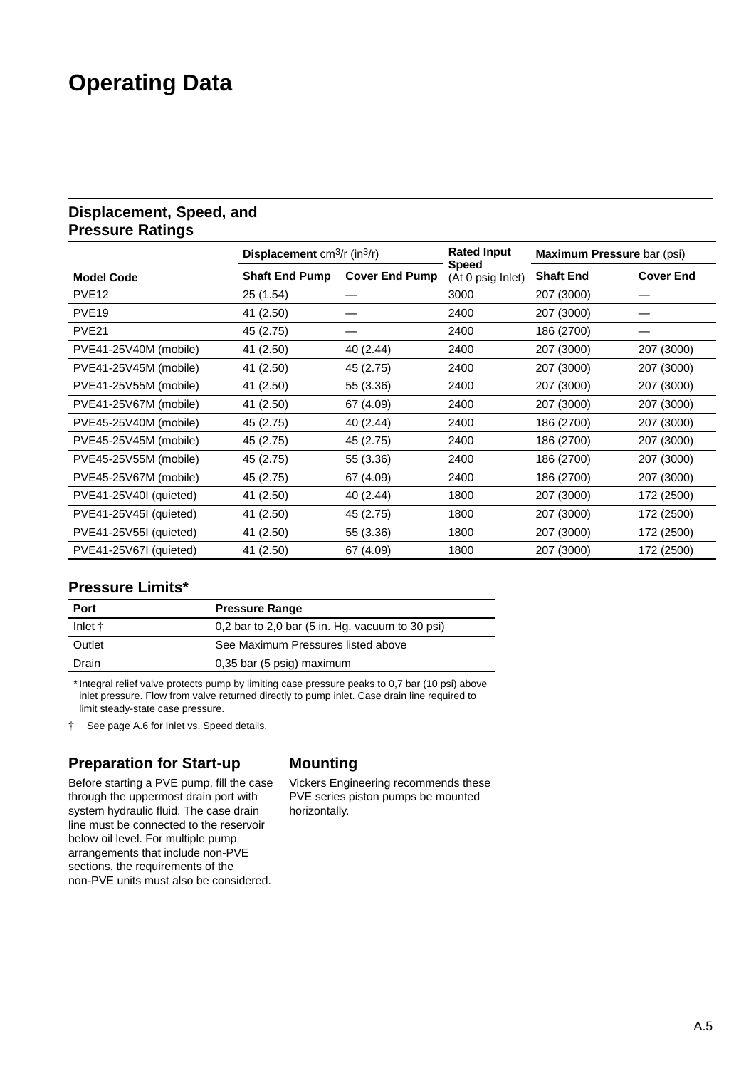# Operating Data

## Displacement, Speed, and Pressure Ratings

| Model Code | Displacement $cm^3/r$ ($in^3/r$) | | Rated Input Speed (At 0 psig Inlet) | Maximum Pressure bar (psi) | |
|---|---|---|---|---|---|
| | Shaft End Pump | Cover End Pump | | Shaft End | Cover End |
| PVE12 | 25 (1.54) | — | 3000 | 207 (3000) | — |
| PVE19 | 41 (2.50) | — | 2400 | 207 (3000) | — |
| PVE21 | 45 (2.75) | — | 2400 | 186 (2700) | — |
| PVE41-25V40M (mobile) | 41 (2.50) | 40 (2.44) | 2400 | 207 (3000) | 207 (3000) |
| PVE41-25V45M (mobile) | 41 (2.50) | 45 (2.75) | 2400 | 207 (3000) | 207 (3000) |
| PVE41-25V55M (mobile) | 41 (2.50) | 55 (3.36) | 2400 | 207 (3000) | 207 (3000) |
| PVE41-25V67M (mobile) | 41 (2.50) | 67 (4.09) | 2400 | 207 (3000) | 207 (3000) |
| PVE45-25V40M (mobile) | 45 (2.75) | 40 (2.44) | 2400 | 186 (2700) | 207 (3000) |
| PVE45-25V45M (mobile) | 45 (2.75) | 45 (2.75) | 2400 | 186 (2700) | 207 (3000) |
| PVE45-25V55M (mobile) | 45 (2.75) | 55 (3.36) | 2400 | 186 (2700) | 207 (3000) |
| PVE45-25V67M (mobile) | 45 (2.75) | 67 (4.09) | 2400 | 186 (2700) | 207 (3000) |
| PVE41-25V40I (quieted) | 41 (2.50) | 40 (2.44) | 1800 | 207 (3000) | 172 (2500) |
| PVE41-25V45I (quieted) | 41 (2.50) | 45 (2.75) | 1800 | 207 (3000) | 172 (2500) |
| PVE41-25V55I (quieted) | 41 (2.50) | 55 (3.36) | 1800 | 207 (3000) | 172 (2500) |
| PVE41-25V67I (quieted) | 41 (2.50) | 67 (4.09) | 1800 | 207 (3000) | 172 (2500) |

## Pressure Limits*

| Port | Pressure Range |
|---|---|
| Inlet † | 0,2 bar to 2,0 bar (5 in. Hg. vacuum to 30 psi) |
| Outlet | See Maximum Pressures listed above |
| Drain | 0,35 bar (5 psig) maximum |

\* Integral relief valve protects pump by limiting case pressure peaks to 0,7 bar (10 psi) above inlet pressure. Flow from valve returned directly to pump inlet. Case drain line required to limit steady-state case pressure.

† See page A.6 for Inlet vs. Speed details.

## Preparation for Start-up

Before starting a PVE pump, fill the case through the uppermost drain port with system hydraulic fluid. The case drain line must be connected to the reservoir below oil level. For multiple pump arrangements that include non-PVE sections, the requirements of the non-PVE units must also be considered.

## Mounting

Vickers Engineering recommends these PVE series piston pumps be mounted horizontally.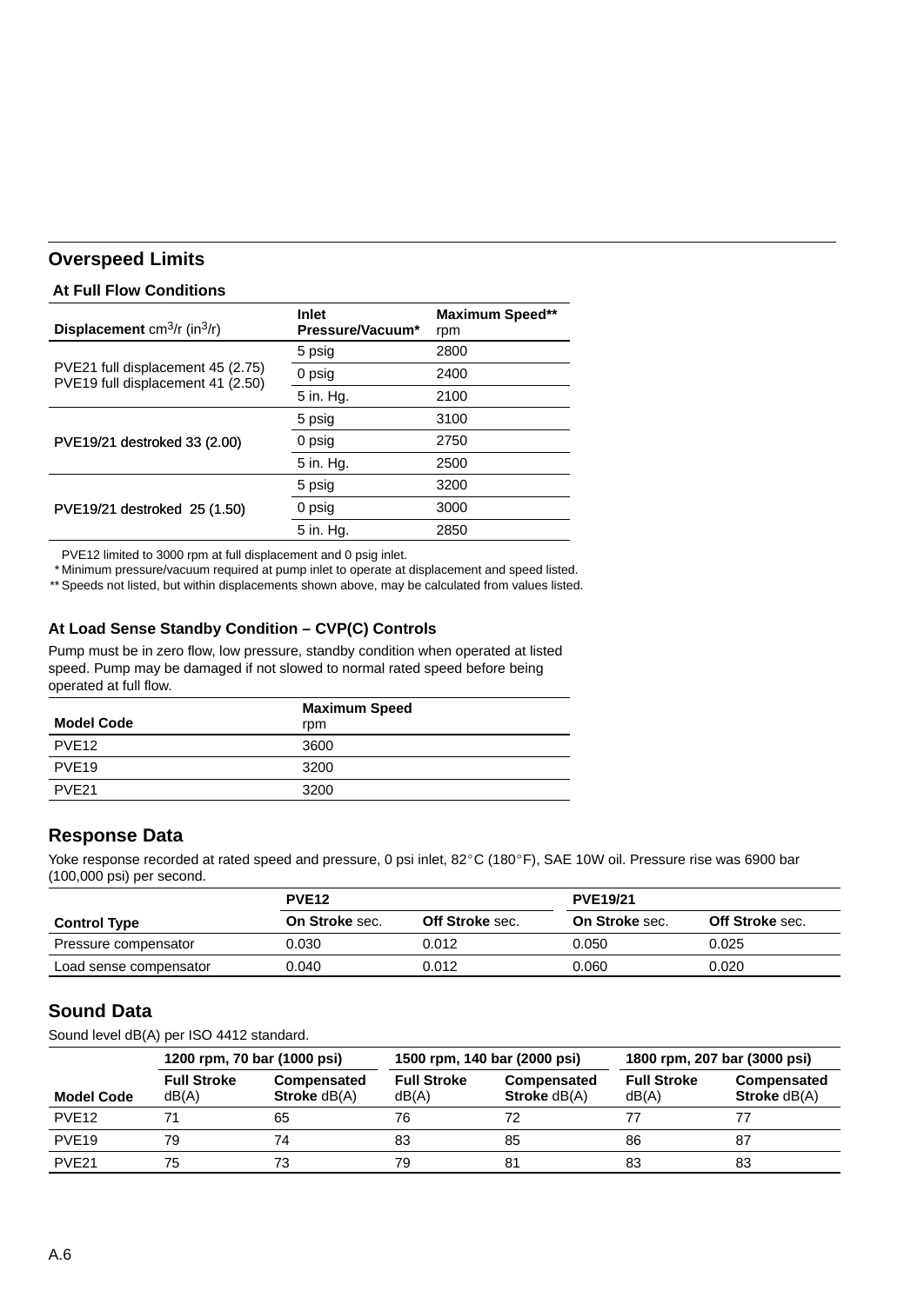## Overspeed Limits

### At Full Flow Conditions

| **Displacement** $cm^3/r$ ($in^3/r$) | **Inlet Pressure/Vacuum*** | **Maximum Speed**** rpm |
|---|---|---|
| PVE21 full displacement 45 (2.75) PVE19 full displacement 41 (2.50) | 5 psig | 2800 |
| | 0 psig | 2400 |
| | 5 in. Hg. | 2100 |
| PVE19/21 destroked 33 (2.00) | 5 psig | 3100 |
| | 0 psig | 2750 |
| | 5 in. Hg. | 2500 |
| PVE19/21 destroked 25 (1.50) | 5 psig | 3200 |
| | 0 psig | 3000 |
| | 5 in. Hg. | 2850 |

PVE12 limited to 3000 rpm at full displacement and 0 psig inlet.
* Minimum pressure/vacuum required at pump inlet to operate at displacement and speed listed.
** Speeds not listed, but within displacements shown above, may be calculated from values listed.

### At Load Sense Standby Condition – CVP(C) Controls

Pump must be in zero flow, low pressure, standby condition when operated at listed speed. Pump may be damaged if not slowed to normal rated speed before being operated at full flow.

| **Model Code** | **Maximum Speed** rpm |
|---|---|
| PVE12 | 3600 |
| PVE19 | 3200 |
| PVE21 | 3200 |

## Response Data

Yoke response recorded at rated speed and pressure, 0 psi inlet, 82°C (180°F), SAE 10W oil. Pressure rise was 6900 bar (100,000 psi) per second.

| | **PVE12** | | **PVE19/21** | |
|---|---|---|---|---|
| **Control Type** | **On Stroke** sec. | **Off Stroke** sec. | **On Stroke** sec. | **Off Stroke** sec. |
| Pressure compensator | 0.030 | 0.012 | 0.050 | 0.025 |
| Load sense compensator | 0.040 | 0.012 | 0.060 | 0.020 |

## Sound Data

Sound level dB(A) per ISO 4412 standard.

| | **1200 rpm, 70 bar (1000 psi)** | | **1500 rpm, 140 bar (2000 psi)** | | **1800 rpm, 207 bar (3000 psi)** | |
|---|---|---|---|---|---|---|
| **Model Code** | **Full Stroke** dB(A) | **Compensated Stroke** dB(A) | **Full Stroke** dB(A) | **Compensated Stroke** dB(A) | **Full Stroke** dB(A) | **Compensated Stroke** dB(A) |
| PVE12 | 71 | 65 | 76 | 72 | 77 | 77 |
| PVE19 | 79 | 74 | 83 | 85 | 86 | 87 |
| PVE21 | 75 | 73 | 79 | 81 | 83 | 83 |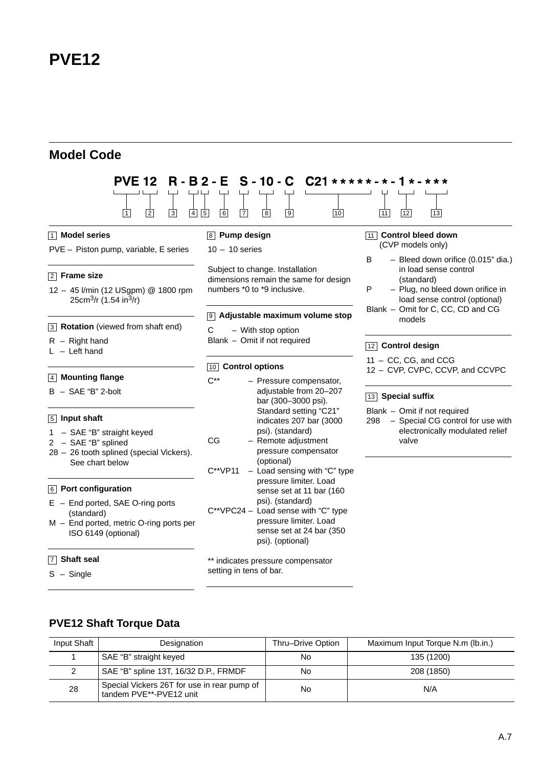# PVE12

## Model Code

```
PVE 12  R - B 2 - E  S - 10 - C  C21 * * * * * - * - 1 * - * * *
  1     2   3  4 5   6  7    8    9        10          11   12    13
```

**1 Model series**

PVE – Piston pump, variable, E series

**2 Frame size**

12 – 45 l/min (12 USgpm) @ 1800 rpm 25cm$^3$/r (1.54 in$^3$/r)

**3 Rotation** (viewed from shaft end)

R – Right hand
L – Left hand

**4 Mounting flange**

B – SAE "B" 2-bolt

**5 Input shaft**

1 – SAE "B" straight keyed
2 – SAE "B" splined
28 – 26 tooth splined (special Vickers). See chart below

**6 Port configuration**

E – End ported, SAE O-ring ports (standard)
M – End ported, metric O-ring ports per ISO 6149 (optional)

**7 Shaft seal**

S – Single

**8 Pump design**

10 – 10 series

Subject to change. Installation dimensions remain the same for design numbers *0 to *9 inclusive.

**9 Adjustable maximum volume stop**

C – With stop option
Blank – Omit if not required

**10 Control options**

C** – Pressure compensator, adjustable from 20–207 bar (300–3000 psi). Standard setting "C21" indicates 207 bar (3000 psi). (standard)
CG – Remote adjustment pressure compensator (optional)
C**VP11 – Load sensing with "C" type pressure limiter. Load sense set at 11 bar (160 psi). (standard)
C**VPC24 – Load sense with "C" type pressure limiter. Load sense set at 24 bar (350 psi). (optional)

** indicates pressure compensator setting in tens of bar.

**11 Control bleed down**
(CVP models only)

B – Bleed down orifice (0.015" dia.) in load sense control (standard)
P – Plug, no bleed down orifice in load sense control (optional)
Blank – Omit for C, CC, CD and CG models

**12 Control design**

11 – CC, CG, and CCG
12 – CVP, CVPC, CCVP, and CCVPC

**13 Special suffix**

Blank – Omit if not required
298 – Special CG control for use with electronically modulated relief valve

## PVE12 Shaft Torque Data

| Input Shaft | Designation | Thru–Drive Option | Maximum Input Torque N.m (lb.in.) |
|---|---|---|---|
| 1 | SAE "B" straight keyed | No | 135 (1200) |
| 2 | SAE "B" spline 13T, 16/32 D.P., FRMDF | No | 208 (1850) |
| 28 | Special Vickers 26T for use in rear pump of tandem PVE**-PVE12 unit | No | N/A |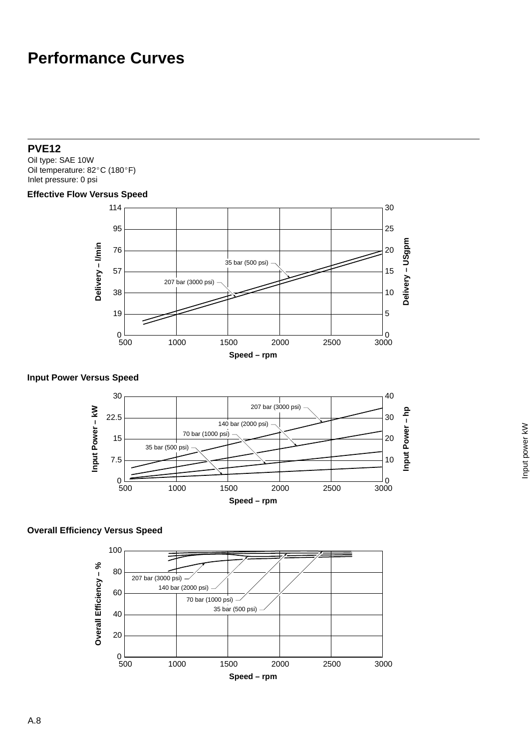# Performance Curves

## PVE12

Oil type: SAE 10W
Oil temperature: 82°C (180°F)
Inlet pressure: 0 psi

### Effective Flow Versus Speed

Delivery – l/min: 0, 19, 38, 57, 76, 95, 114
Delivery – USgpm: 0, 5, 10, 15, 20, 25, 30
Speed – rpm: 500, 1000, 1500, 2000, 2500, 3000

35 bar (500 psi)
207 bar (3000 psi)

### Input Power Versus Speed

Input Power – kW: 0, 7.5, 15, 22.5, 30
Input Power – hp: 0, 10, 20, 30, 40
Speed – rpm: 500, 1000, 1500, 2000, 2500, 3000

207 bar (3000 psi)
140 bar (2000 psi)
70 bar (1000 psi)
35 bar (500 psi)

Input power kW

### Overall Efficiency Versus Speed

Overall Efficiency – %: 0, 20, 40, 60, 80, 100
Speed – rpm: 500, 1000, 1500, 2000, 2500, 3000

207 bar (3000 psi)
140 bar (2000 psi)
70 bar (1000 psi)
35 bar (500 psi)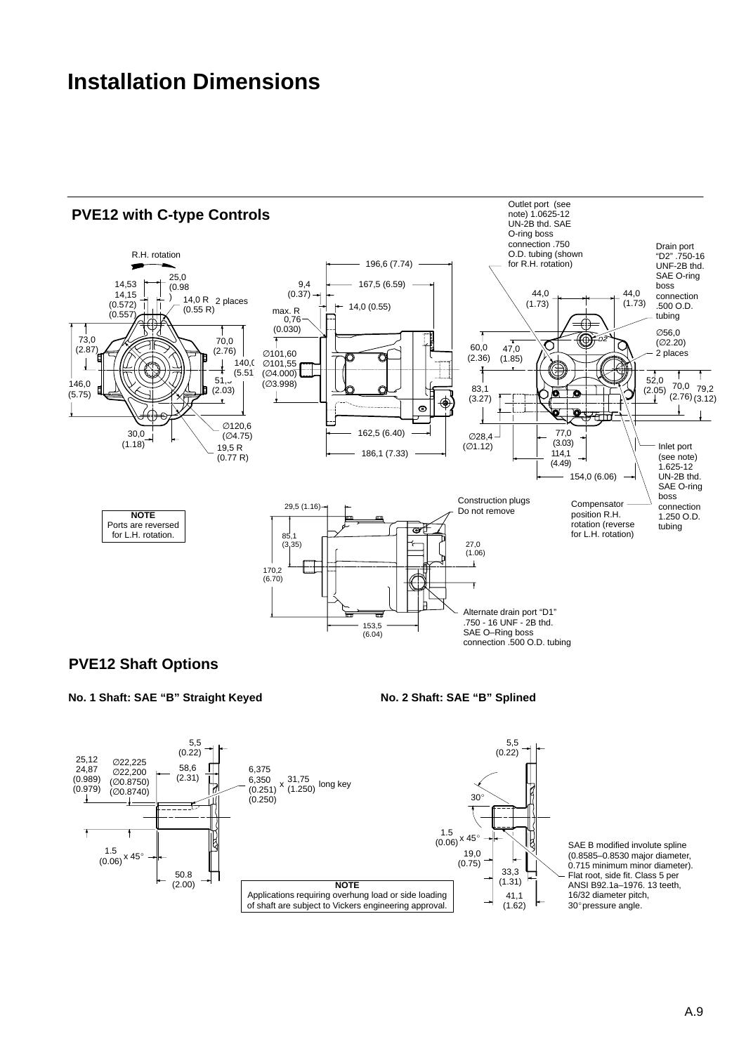# Installation Dimensions

## PVE12 with C-type Controls

R.H. rotation

14,53 (0.572)
14,15 (0.557)

25,0 (0.98)

14,0 R (0.55 R) 2 places

73,0 (2.87)

70,0 (2.76)

140,0 (5.51)

51,5 (2.03)

146,0 (5.75)

30,0 (1.18)

∅120,6 (∅4.75)

19,5 R (0.77 R)

9,4 (0.37)

196,6 (7.74)

167,5 (6.59)

14,0 (0.55)

max. R 0,76 (0.030)

∅101,60
∅101,55
(∅4.000)
(∅3.998)

162,5 (6.40)

186,1 (7.33)

Outlet port (see note) 1.0625-12 UN-2B thd. SAE O-ring boss connection .750 O.D. tubing (shown for R.H. rotation)

Drain port “D2” .750-16 UNF-2B thd. SAE O-ring boss connection .500 O.D. tubing

44,0 (1.73)

44,0 (1.73)

∅56,0 (∅2.20) 2 places

60,0 (2.36)

47,0 (1.85)

83,1 (3.27)

52,0 (2.05)

70,0 (2.76)

79,2 (3.12)

∅28,4 (∅1.12)

77,0 (3.03)

114,1 (4.49)

154,0 (6.06)

Inlet port (see note) 1.625-12 UN-2B thd. SAE O-ring boss connection 1.250 O.D. tubing

Compensator position R.H. rotation (reverse for L.H. rotation)

Construction plugs Do not remove

29,5 (1.16)

85,1 (3,35)

170,2 (6.70)

27,0 (1.06)

153,5 (6.04)

Alternate drain port “D1” .750 - 16 UNF - 2B thd. SAE O–Ring boss connection .500 O.D. tubing

**NOTE**
Ports are reversed for L.H. rotation.

## PVE12 Shaft Options

**No. 1 Shaft: SAE “B” Straight Keyed**

5,5 (0.22)

25,12
24,87
(0.989)
(0.979)

∅22,225
∅22,200
(∅0.8750)
(∅0.8740)

58,6 (2.31)

6,375
6,350
(0.251)
(0.250)
x 31,75 (1.250) long key

1.5 (0.06) x 45°

50.8 (2.00)

**No. 2 Shaft: SAE “B” Splined**

5,5 (0.22)

30°

1.5 (0.06) x 45°

19,0 (0.75)

33,3 (1.31)

41,1 (1.62)

SAE B modified involute spline (0.8585–0.8530 major diameter, 0.715 minimum minor diameter). Flat root, side fit. Class 5 per ANSI B92.1a–1976. 13 teeth, 16/32 diameter pitch, 30° pressure angle.

**NOTE**
Applications requiring overhung load or side loading of shaft are subject to Vickers engineering approval.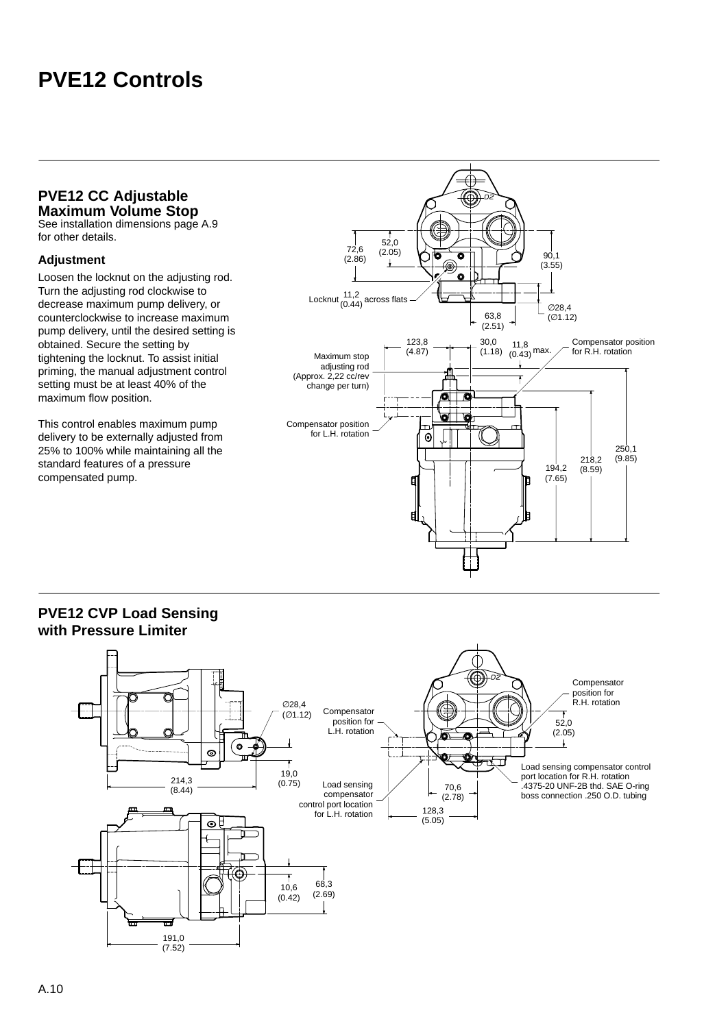# PVE12 Controls

## PVE12 CC Adjustable Maximum Volume Stop

See installation dimensions page A.9 for other details.

### Adjustment

Loosen the locknut on the adjusting rod. Turn the adjusting rod clockwise to decrease maximum pump delivery, or counterclockwise to increase maximum pump delivery, until the desired setting is obtained. Secure the setting by tightening the locknut. To assist initial priming, the manual adjustment control setting must be at least 40% of the maximum flow position.

This control enables maximum pump delivery to be externally adjusted from 25% to 100% while maintaining all the standard features of a pressure compensated pump.

## PVE12 CVP Load Sensing with Pressure Limiter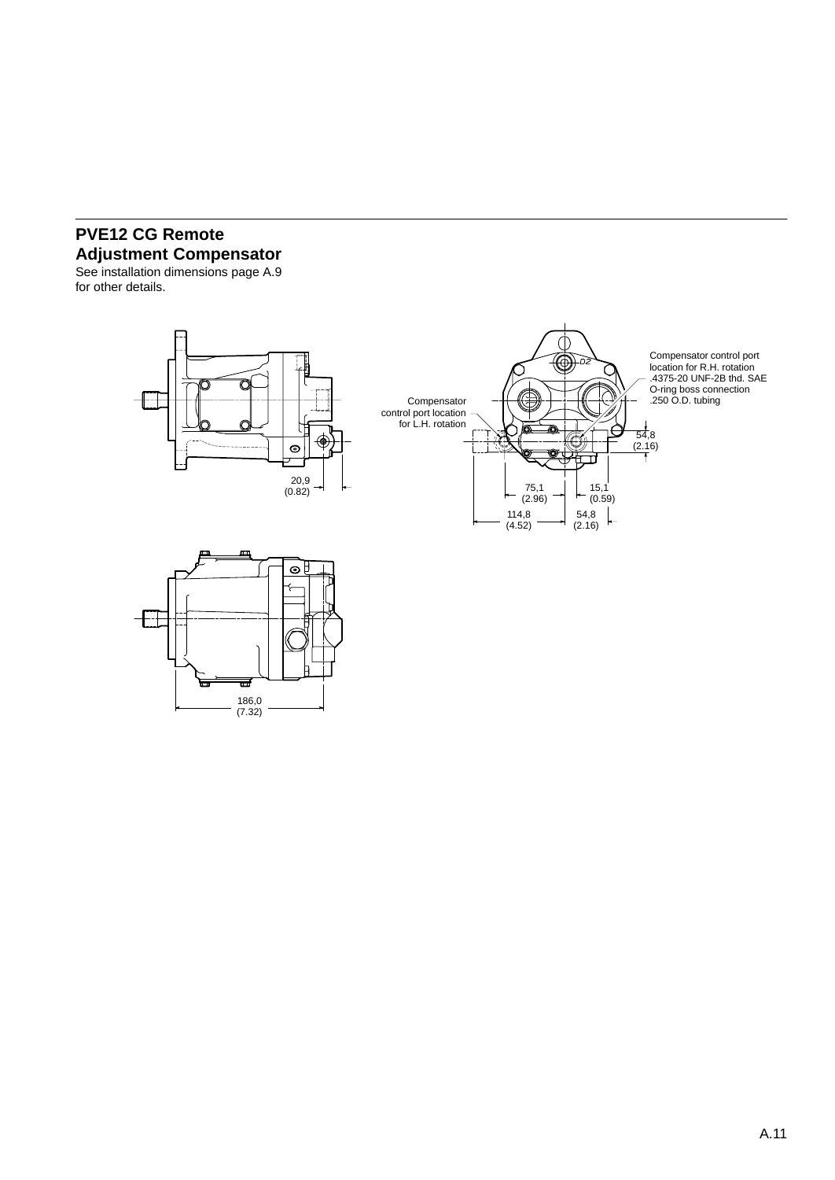## PVE12 CG Remote Adjustment Compensator

See installation dimensions page A.9 for other details.

Compensator control port location for R.H. rotation .4375-20 UNF-2B thd. SAE O-ring boss connection .250 O.D. tubing

Compensator control port location for L.H. rotation

20,9 (0.82)

54,8 (2.16)

75,1 (2.96)

15,1 (0.59)

114,8 (4.52)

54,8 (2.16)

186,0 (7.32)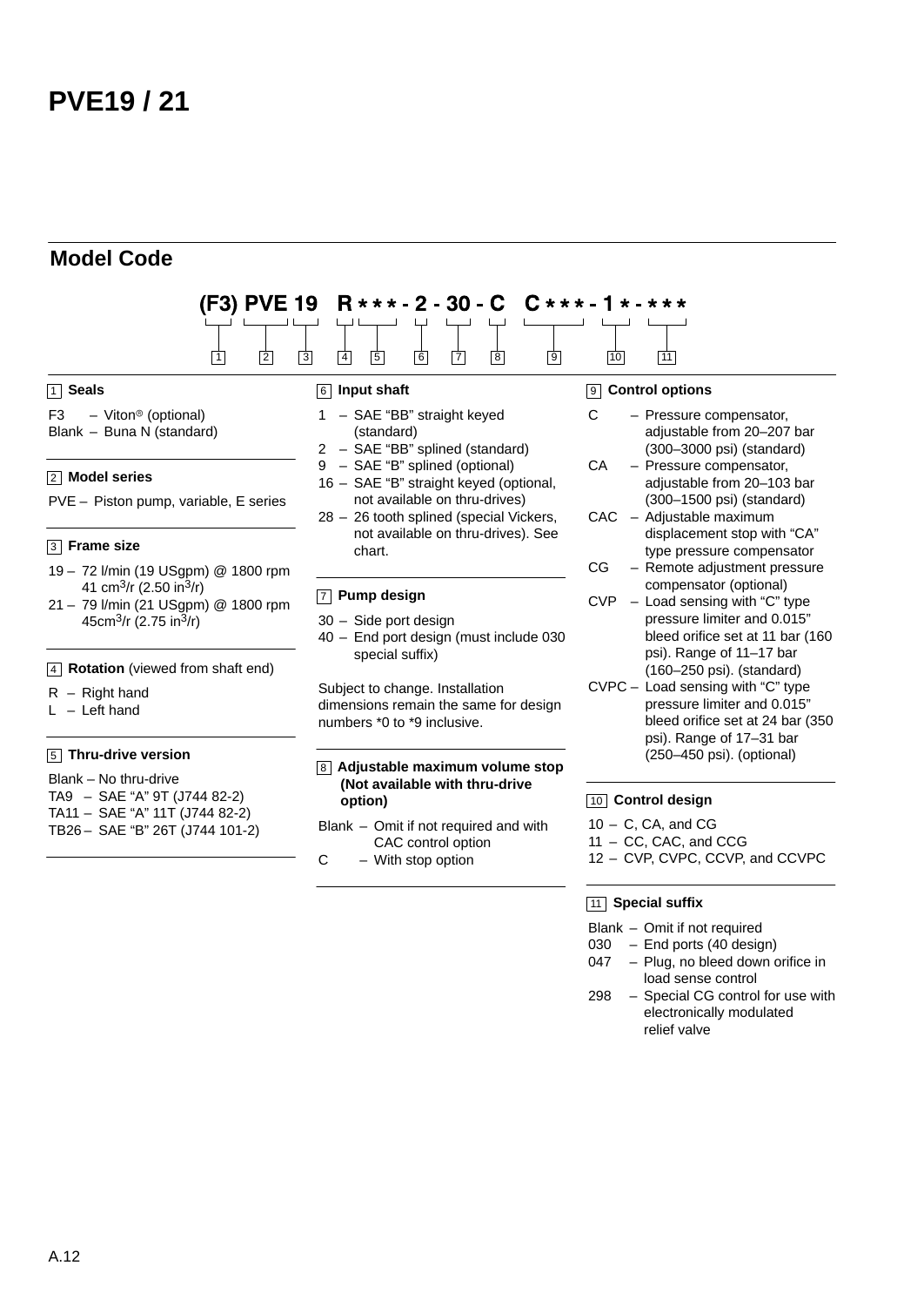# PVE19 / 21

## Model Code

```
(F3) PVE 19   R * * * - 2 - 30 - C   C * * * - 1 * - * * *
 1    2    3   4   5    6    7    8       9      10    11
```

**1 Seals**

F3 – Viton® (optional)
Blank – Buna N (standard)

**2 Model series**

PVE – Piston pump, variable, E series

**3 Frame size**

19 – 72 l/min (19 USgpm) @ 1800 rpm 41 $cm^3$/r (2.50 $in^3$/r)
21 – 79 l/min (21 USgpm) @ 1800 rpm 45$cm^3$/r (2.75 $in^3$/r)

**4 Rotation** (viewed from shaft end)

R – Right hand
L – Left hand

**5 Thru-drive version**

Blank – No thru-drive
TA9 – SAE "A" 9T (J744 82-2)
TA11 – SAE "A" 11T (J744 82-2)
TB26 – SAE "B" 26T (J744 101-2)

**6 Input shaft**

1 – SAE "BB" straight keyed (standard)
2 – SAE "BB" splined (standard)
9 – SAE "B" splined (optional)
16 – SAE "B" straight keyed (optional, not available on thru-drives)
28 – 26 tooth splined (special Vickers, not available on thru-drives). See chart.

**7 Pump design**

30 – Side port design
40 – End port design (must include 030 special suffix)

Subject to change. Installation dimensions remain the same for design numbers *0 to *9 inclusive.

**8 Adjustable maximum volume stop (Not available with thru-drive option)**

Blank – Omit if not required and with CAC control option
C – With stop option

**9 Control options**

C – Pressure compensator, adjustable from 20–207 bar (300–3000 psi) (standard)
CA – Pressure compensator, adjustable from 20–103 bar (300–1500 psi) (standard)
CAC – Adjustable maximum displacement stop with "CA" type pressure compensator
CG – Remote adjustment pressure compensator (optional)
CVP – Load sensing with "C" type pressure limiter and 0.015" bleed orifice set at 11 bar (160 psi). Range of 11–17 bar (160–250 psi). (standard)
CVPC – Load sensing with "C" type pressure limiter and 0.015" bleed orifice set at 24 bar (350 psi). Range of 17–31 bar (250–450 psi). (optional)

**10 Control design**

10 – C, CA, and CG
11 – CC, CAC, and CCG
12 – CVP, CVPC, CCVP, and CCVPC

**11 Special suffix**

Blank – Omit if not required
030 – End ports (40 design)
047 – Plug, no bleed down orifice in load sense control
298 – Special CG control for use with electronically modulated relief valve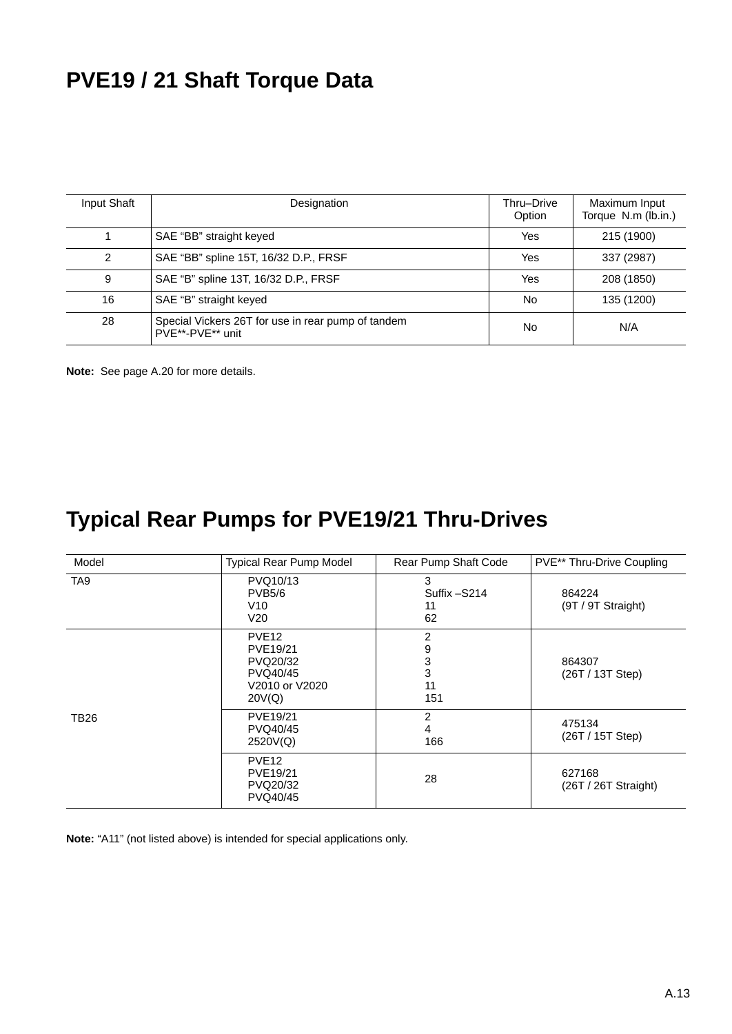## PVE19 / 21 Shaft Torque Data

| Input Shaft | Designation | Thru–Drive Option | Maximum Input Torque N.m (lb.in.) |
|---|---|---|---|
| 1 | SAE "BB" straight keyed | Yes | 215 (1900) |
| 2 | SAE "BB" spline 15T, 16/32 D.P., FRSF | Yes | 337 (2987) |
| 9 | SAE "B" spline 13T, 16/32 D.P., FRSF | Yes | 208 (1850) |
| 16 | SAE "B" straight keyed | No | 135 (1200) |
| 28 | Special Vickers 26T for use in rear pump of tandem PVE**-PVE** unit | No | N/A |

**Note:** See page A.20 for more details.

## Typical Rear Pumps for PVE19/21 Thru-Drives

| Model | Typical Rear Pump Model | Rear Pump Shaft Code | PVE** Thru-Drive Coupling |
|---|---|---|---|
| TA9 | PVQ10/13<br>PVB5/6<br>V10<br>V20 | 3<br>Suffix –S214<br>11<br>62 | 864224<br>(9T / 9T Straight) |
| TB26 | PVE12<br>PVE19/21<br>PVQ20/32<br>PVQ40/45<br>V2010 or V2020<br>20V(Q) | 2<br>9<br>3<br>3<br>11<br>151 | 864307<br>(26T / 13T Step) |
| | PVE19/21<br>PVQ40/45<br>2520V(Q) | 2<br>4<br>166 | 475134<br>(26T / 15T Step) |
| | PVE12<br>PVE19/21<br>PVQ20/32<br>PVQ40/45 | 28 | 627168<br>(26T / 26T Straight) |

**Note:** "A11" (not listed above) is intended for special applications only.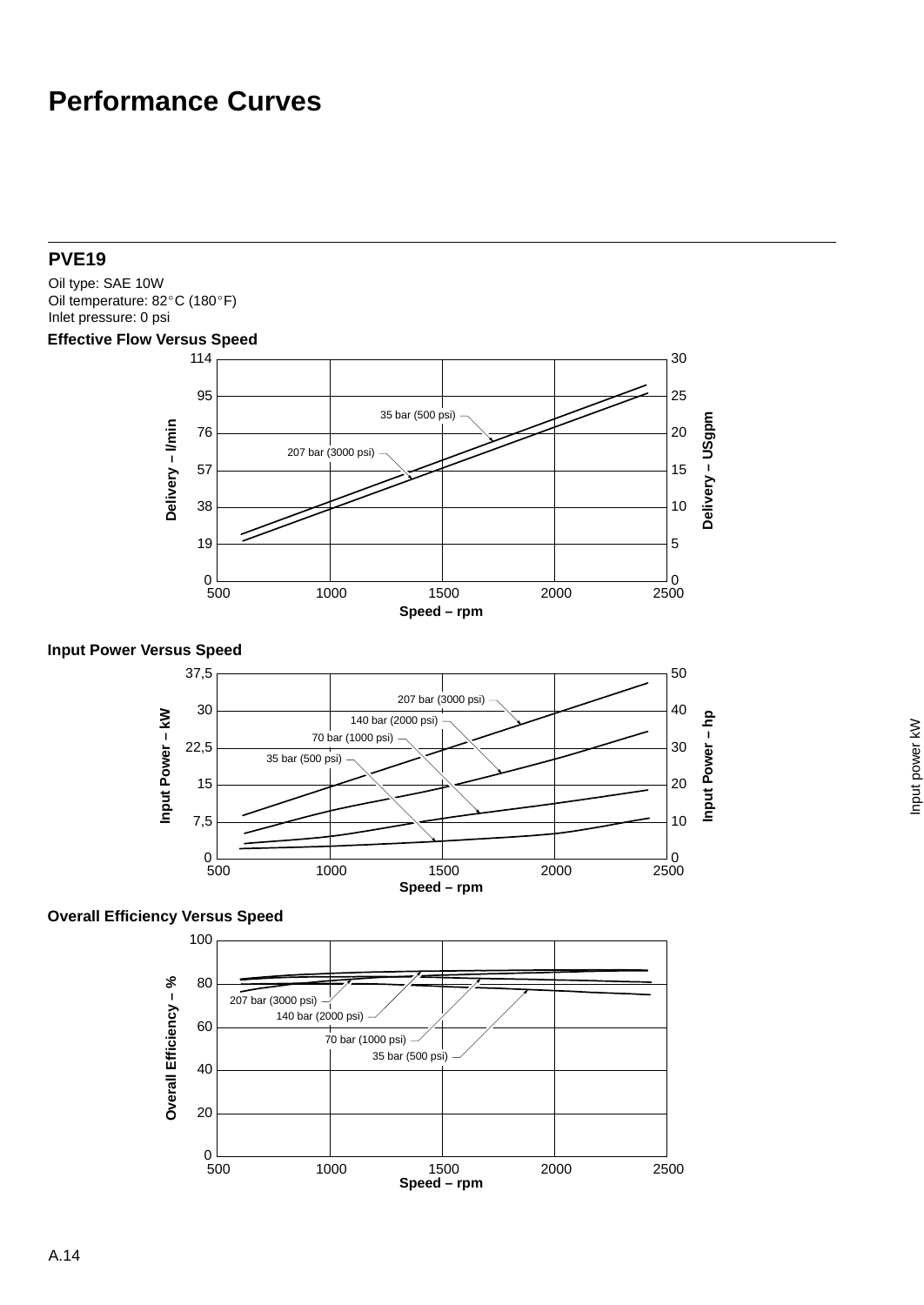# Performance Curves

## PVE19

Oil type: SAE 10W
Oil temperature: 82°C (180°F)
Inlet pressure: 0 psi

**Effective Flow Versus Speed**

Delivery – l/min: 0, 19, 38, 57, 76, 95, 114
Delivery – USgpm: 0, 5, 10, 15, 20, 25, 30
Speed – rpm: 500, 1000, 1500, 2000, 2500

35 bar (500 psi)
207 bar (3000 psi)

**Input Power Versus Speed**

Input Power – kW: 0, 7,5, 15, 22,5, 30, 37,5
Input Power – hp: 0, 10, 20, 30, 40, 50
Speed – rpm: 500, 1000, 1500, 2000, 2500

207 bar (3000 psi)
140 bar (2000 psi)
70 bar (1000 psi)
35 bar (500 psi)

Input power kW

**Overall Efficiency Versus Speed**

Overall Efficiency – %: 0, 20, 40, 60, 80, 100
Speed – rpm: 500, 1000, 1500, 2000, 2500

207 bar (3000 psi)
140 bar (2000 psi)
70 bar (1000 psi)
35 bar (500 psi)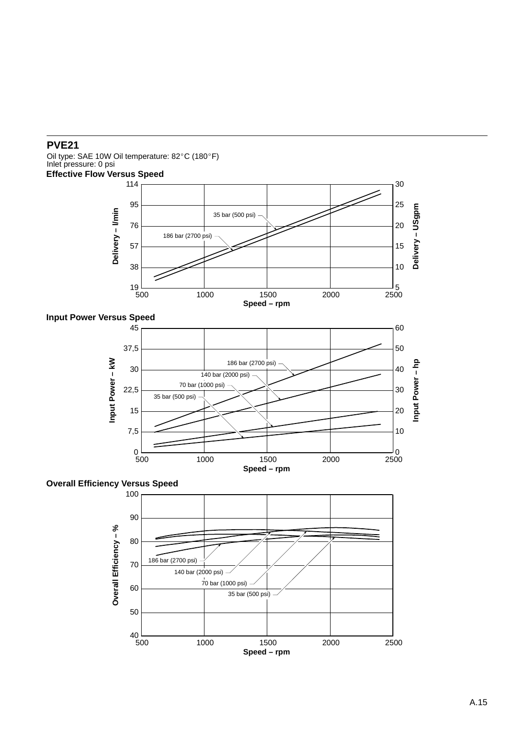## PVE21

Oil type: SAE 10W Oil temperature: 82°C (180°F)
Inlet pressure: 0 psi

### Effective Flow Versus Speed

Delivery – l/min: 19, 38, 57, 76, 95, 114
Delivery – USgpm: 5, 10, 15, 20, 25, 30
Speed – rpm: 500, 1000, 1500, 2000, 2500

35 bar (500 psi)
186 bar (2700 psi)

### Input Power Versus Speed

Input Power – kW: 0, 7,5, 15, 22,5, 30, 37,5, 45
Input Power – hp: 0, 10, 20, 30, 40, 50, 60
Speed – rpm: 500, 1000, 1500, 2000, 2500

186 bar (2700 psi)
140 bar (2000 psi)
70 bar (1000 psi)
35 bar (500 psi)

### Overall Efficiency Versus Speed

Overall Efficiency – %: 40, 50, 60, 70, 80, 90, 100
Speed – rpm: 500, 1000, 1500, 2000, 2500

186 bar (2700 psi)
140 bar (2000 psi)
70 bar (1000 psi)
35 bar (500 psi)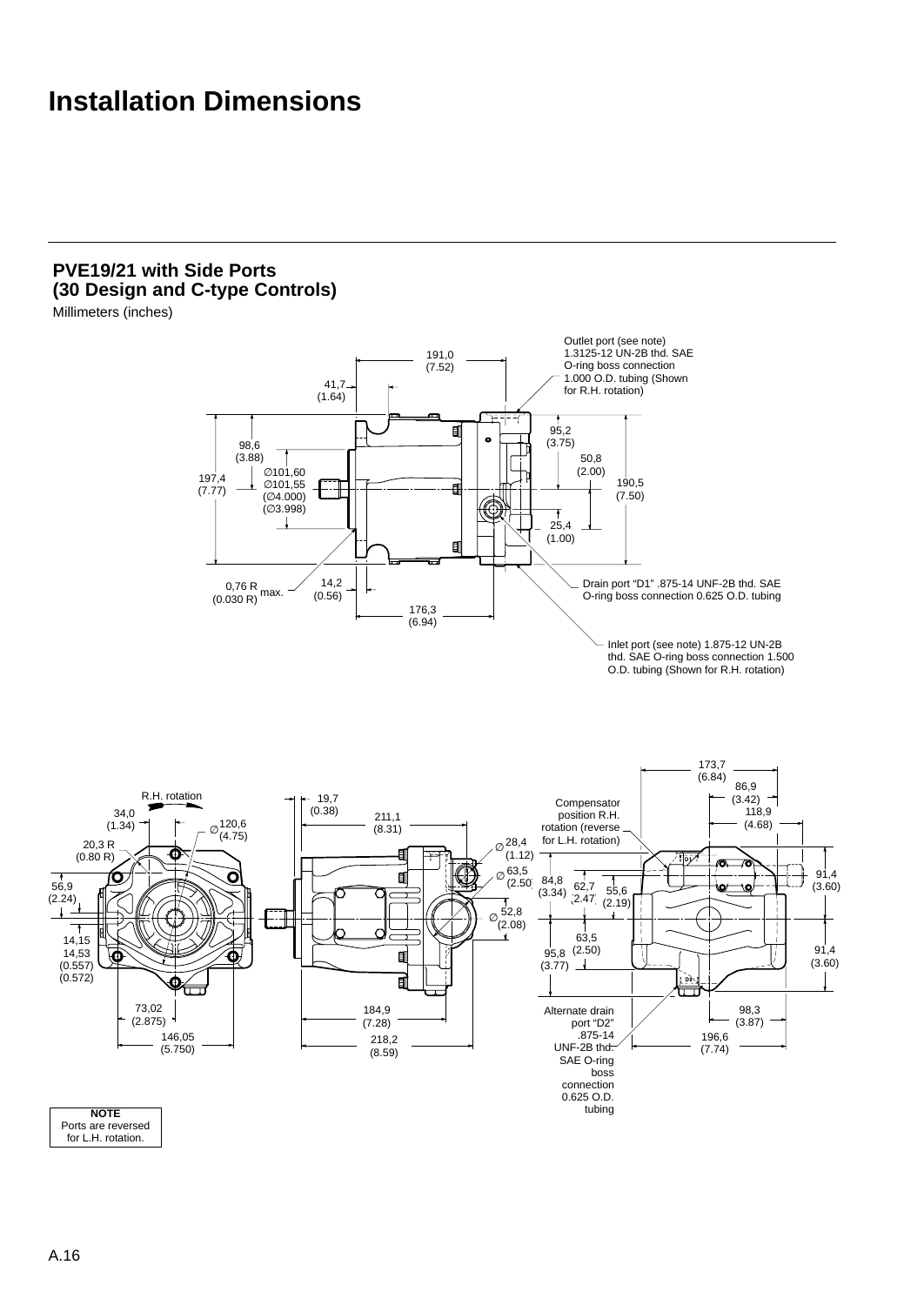# Installation Dimensions

## PVE19/21 with Side Ports (30 Design and C-type Controls)

Millimeters (inches)

Outlet port (see note) 1.3125-12 UN-2B thd. SAE O-ring boss connection 1.000 O.D. tubing (Shown for R.H. rotation)

191,0 (7.52)

41,7 (1.64)

98,6 (3.88)

∅101,60
∅101,55
(∅4.000)
(∅3.998)

197,4 (7.77)

95,2 (3.75)

50,8 (2.00)

190,5 (7.50)

25,4 (1.00)

0,76 R max. (0.030 R)

14,2 (0.56)

176,3 (6.94)

Drain port "D1" .875-14 UNF-2B thd. SAE O-ring boss connection 0.625 O.D. tubing

Inlet port (see note) 1.875-12 UN-2B thd. SAE O-ring boss connection 1.500 O.D. tubing (Shown for R.H. rotation)

R.H. rotation

34,0 (1.34)

∅120,6 (4.75)

20,3 R (0.80 R)

56,9 (2.24)

14,15
14,53
(0.557)
(0.572)

73,02 (2.875)

146,05 (5.750)

19,7 (0.38)

211,1 (8.31)

∅28,4 (1.12)

∅63,5 (2.50)

∅52,8 (2.08)

184,9 (7.28)

218,2 (8.59)

Compensator position R.H. rotation (reverse for L.H. rotation)

173,7 (6.84)

86,9 (3.42)

118,9 (4.68)

84,8 (3.34)

62,7 (2.47)

55,6 (2.19)

91,4 (3.60)

63,5 (2.50)

95,8 (3.77)

91,4 (3.60)

Alternate drain port "D2" .875-14 UNF-2B thd. SAE O-ring boss connection 0.625 O.D. tubing

98,3 (3.87)

196,6 (7.74)

**NOTE**
Ports are reversed for L.H. rotation.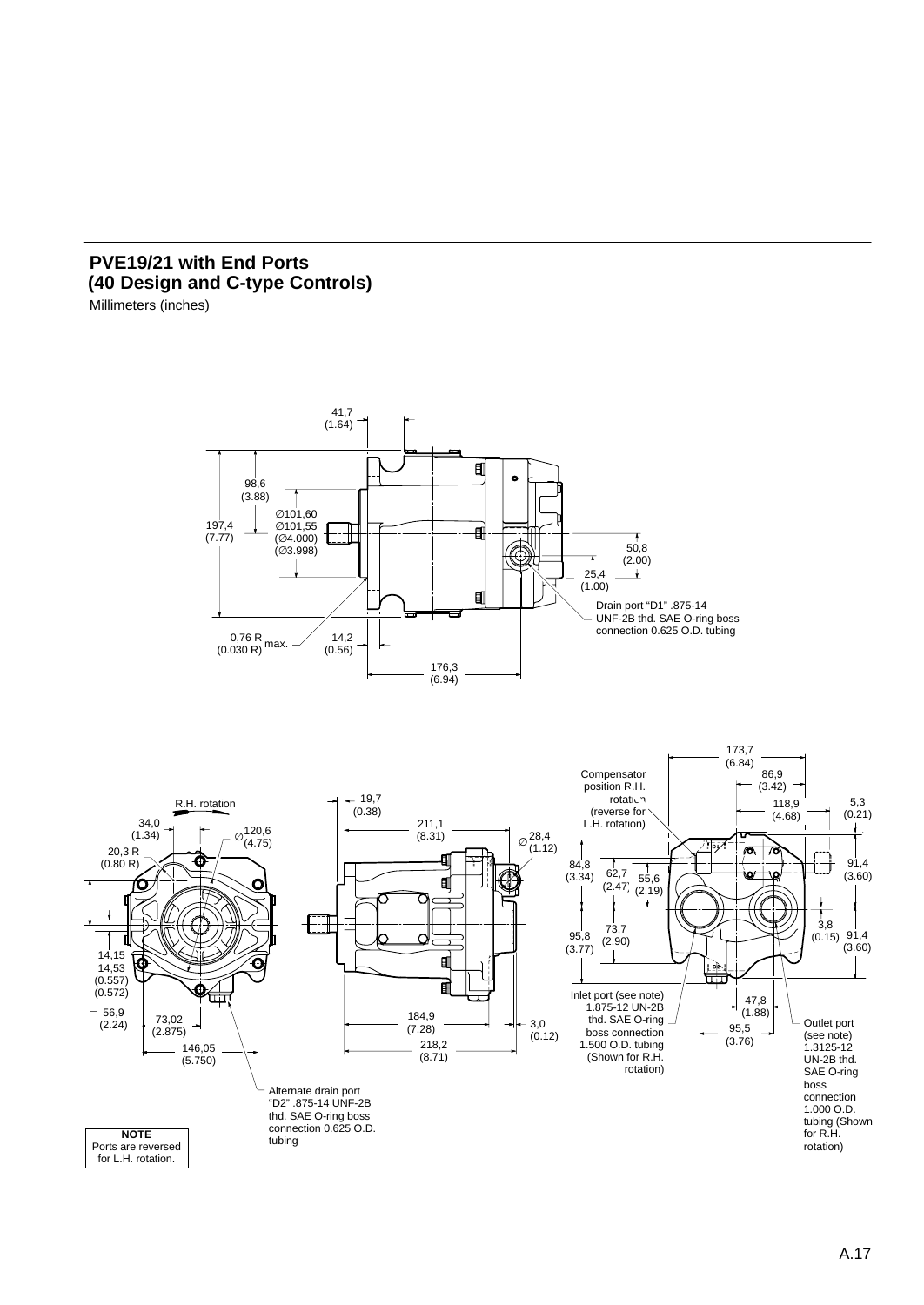## PVE19/21 with End Ports
## (40 Design and C-type Controls)

Millimeters (inches)

41,7 (1.64)

98,6 (3.88)

197,4 (7.77)

∅101,60
∅101,55
(∅4.000)
(∅3.998)

50,8 (2.00)

25,4 (1.00)

Drain port "D1" .875-14 UNF-2B thd. SAE O-ring boss connection 0.625 O.D. tubing

0,76 R (0.030 R) max.

14,2 (0.56)

176,3 (6.94)

R.H. rotation

34,0 (1.34)

∅120,6 (4.75)

20,3 R (0.80 R)

14,15
14,53
(0.557)
(0.572)

56,9 (2.24)

73,02 (2.875)

146,05 (5.750)

19,7 (0.38)

211,1 (8.31)

∅28,4 (1.12)

184,9 (7.28)

3,0 (0.12)

218,2 (8.71)

Alternate drain port "D2" .875-14 UNF-2B thd. SAE O-ring boss connection 0.625 O.D. tubing

Compensator position R.H. rotation (reverse for L.H. rotation)

173,7 (6.84)

86,9 (3.42)

118,9 (4.68)

5,3 (0.21)

84,8 (3.34)

62,7 (2.47)

55,6 (2.19)

91,4 (3.60)

95,8 (3.77)

73,7 (2.90)

3,8 (0.15)

91,4 (3.60)

47,8 (1.88)

95,5 (3.76)

Inlet port (see note) 1.875-12 UN-2B thd. SAE O-ring boss connection 1.500 O.D. tubing (Shown for R.H. rotation)

Outlet port (see note) 1.3125-12 UN-2B thd. SAE O-ring boss connection 1.000 O.D. tubing (Shown for R.H. rotation)

**NOTE**
Ports are reversed for L.H. rotation.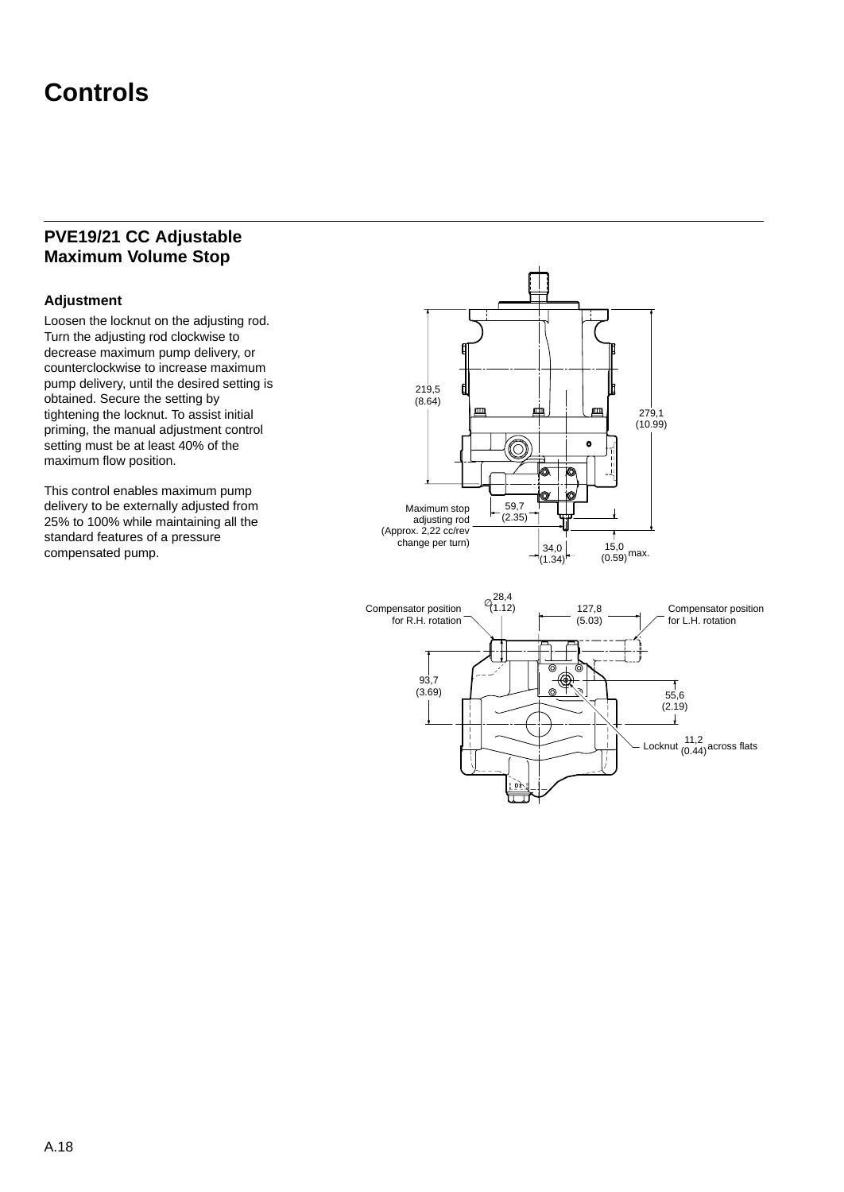# Controls

## PVE19/21 CC Adjustable Maximum Volume Stop

### Adjustment

Loosen the locknut on the adjusting rod. Turn the adjusting rod clockwise to decrease maximum pump delivery, or counterclockwise to increase maximum pump delivery, until the desired setting is obtained. Secure the setting by tightening the locknut. To assist initial priming, the manual adjustment control setting must be at least 40% of the maximum flow position.

This control enables maximum pump delivery to be externally adjusted from 25% to 100% while maintaining all the standard features of a pressure compensated pump.

219,5 (8.64)

279,1 (10.99)

Maximum stop adjusting rod (Approx. 2,22 cc/rev change per turn)

59,7 (2.35)

34,0 (1.34)

15,0 (0.59) max.

Compensator position for R.H. rotation

∅28,4 (1.12)

127,8 (5.03)

Compensator position for L.H. rotation

93,7 (3.69)

55,6 (2.19)

Locknut 11,2 (0.44) across flats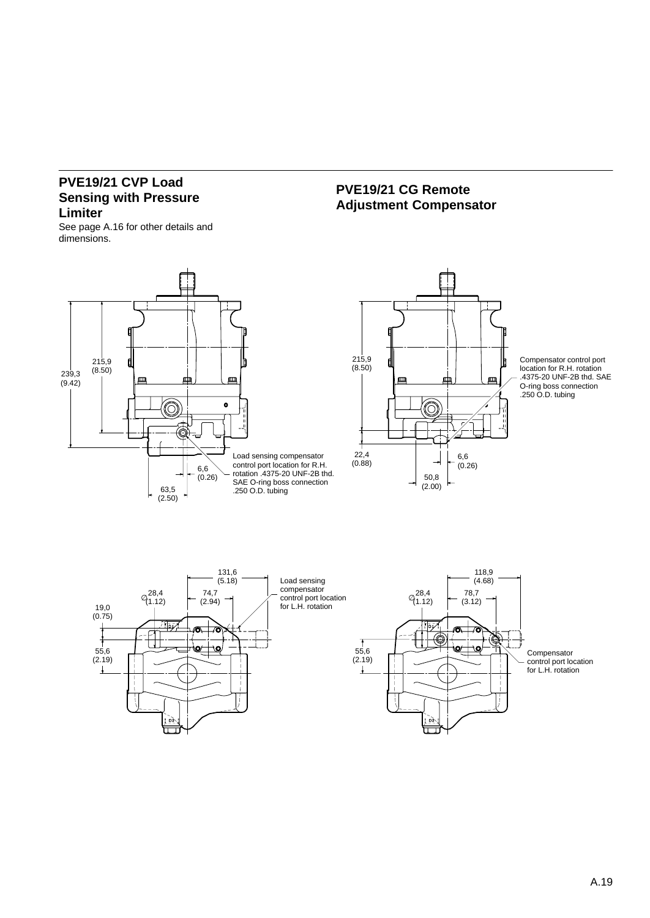## PVE19/21 CVP Load Sensing with Pressure Limiter

See page A.16 for other details and dimensions.

## PVE19/21 CG Remote Adjustment Compensator

239,3
(9.42)

215,9
(8.50)

Load sensing compensator control port location for R.H. rotation .4375-20 UNF-2B thd. SAE O-ring boss connection .250 O.D. tubing

6,6
(0.26)

63,5
(2.50)

215,9
(8.50)

Compensator control port location for R.H. rotation .4375-20 UNF-2B thd. SAE O-ring boss connection .250 O.D. tubing

22,4
(0.88)

6,6
(0.26)

50,8
(2.00)

131,6
(5.18)

∅28,4
(1.12)

74,7
(2.94)

19,0
(0.75)

55,6
(2.19)

Load sensing compensator control port location for L.H. rotation

118,9
(4.68)

∅28,4
(1.12)

78,7
(3.12)

55,6
(2.19)

Compensator control port location for L.H. rotation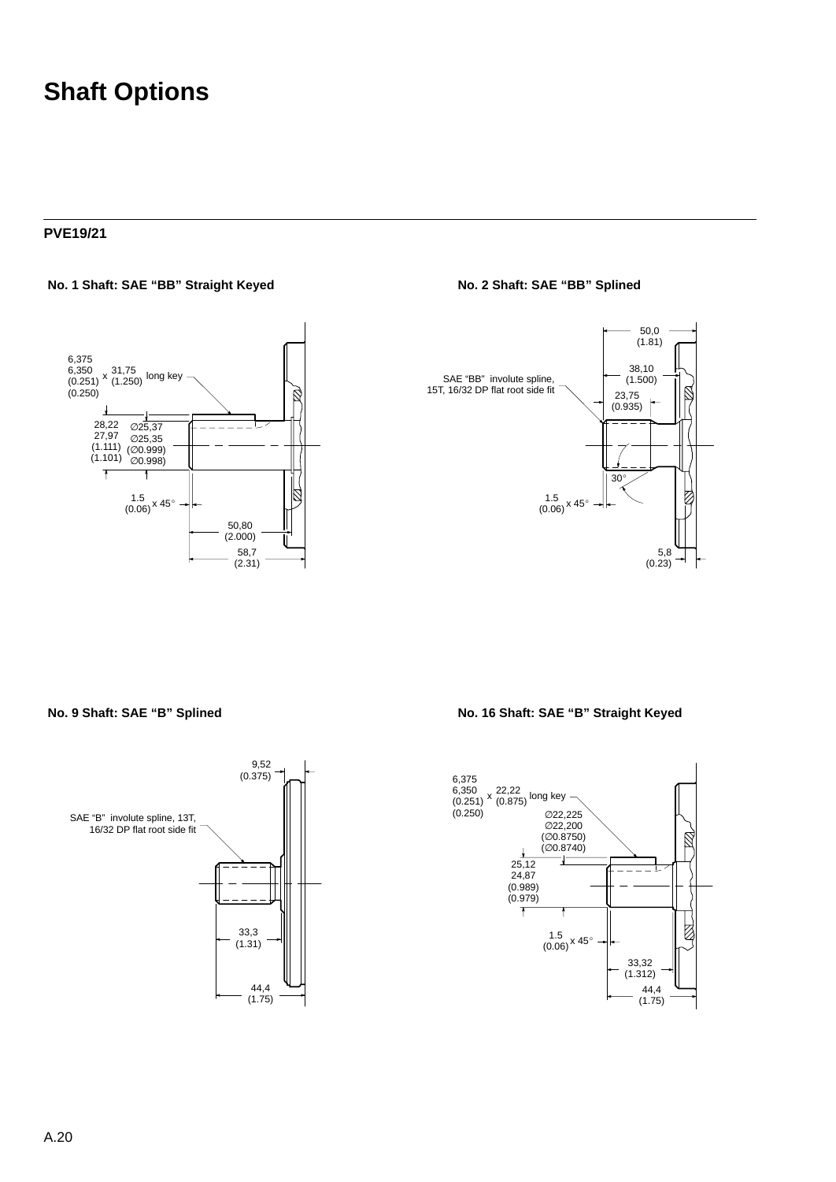# Shaft Options

**PVE19/21**

**No. 1 Shaft: SAE “BB” Straight Keyed**

6,375
6,350
(0.251)
(0.250)
x 31,75 (1.250) long key

28,22
27,97
(1.111)
(1.101)

∅25,37
∅25,35
(∅0.999)
∅0.998)

1.5 (0.06) x 45°

50,80 (2.000)

58,7 (2.31)

**No. 2 Shaft: SAE “BB” Splined**

SAE “BB” involute spline, 15T, 16/32 DP flat root side fit

50,0 (1.81)

38,10 (1.500)

23,75 (0.935)

30°

1.5 (0.06) x 45°

5,8 (0.23)

**No. 9 Shaft: SAE “B” Splined**

SAE “B” involute spline, 13T, 16/32 DP flat root side fit

9,52 (0.375)

33,3 (1.31)

44,4 (1.75)

**No. 16 Shaft: SAE “B” Straight Keyed**

6,375
6,350
(0.251)
(0.250)
x 22,22 (0.875) long key

∅22,225
∅22,200
(∅0.8750)
(∅0.8740)

25,12
24,87
(0.989)
(0.979)

1.5 (0.06) x 45°

33,32 (1.312)

44,4 (1.75)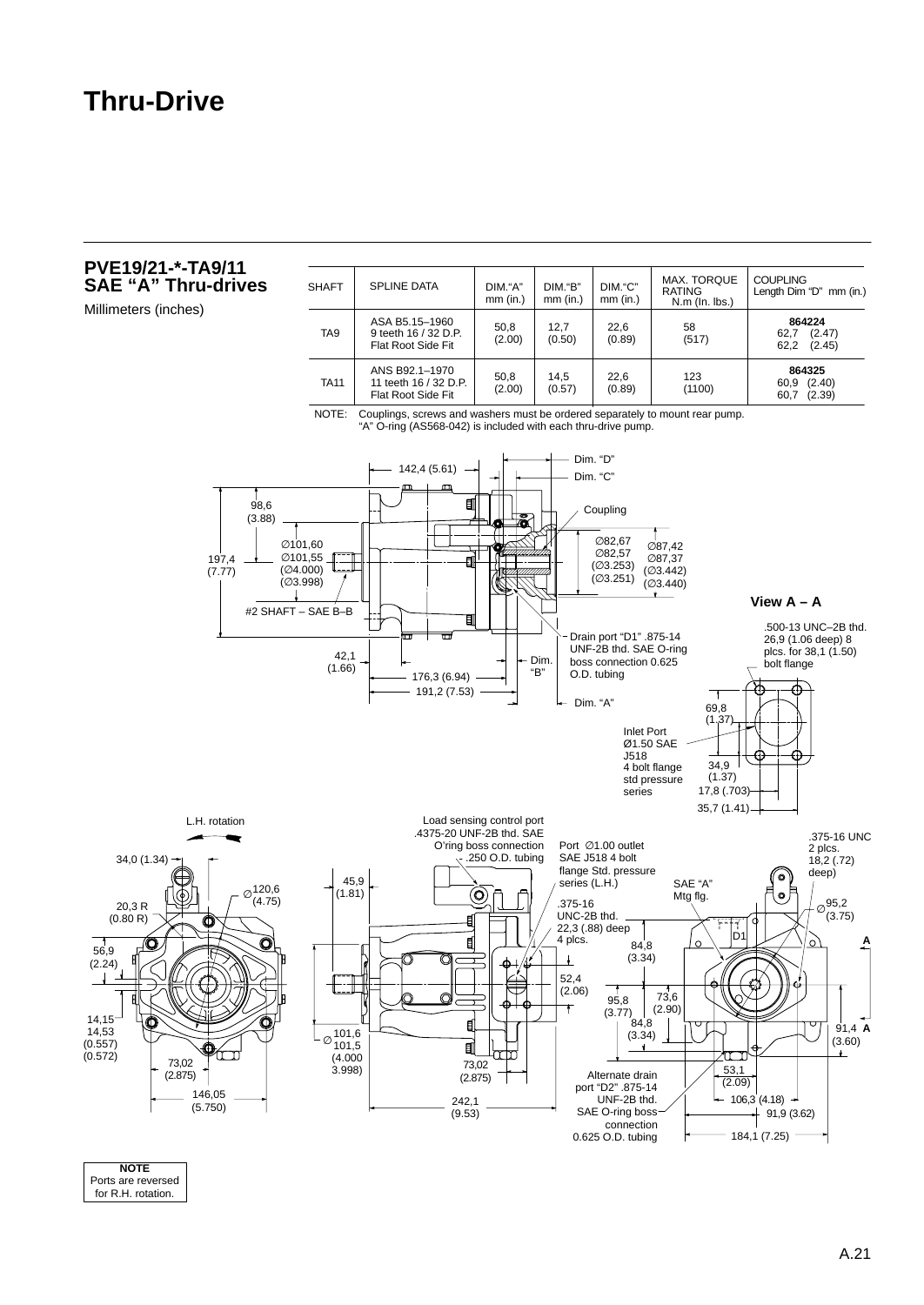# Thru-Drive

## PVE19/21-*-TA9/11 SAE "A" Thru-drives

Millimeters (inches)

| SHAFT | SPLINE DATA | DIM."A" mm (in.) | DIM."B" mm (in.) | DIM."C" mm (in.) | MAX. TORQUE RATING N.m (In. lbs.) | COUPLING Length Dim "D" mm (in.) |
|---|---|---|---|---|---|---|
| TA9 | ASA B5.15–1960 9 teeth 16 / 32 D.P. Flat Root Side Fit | 50,8 (2.00) | 12,7 (0.50) | 22,6 (0.89) | 58 (517) | **864224** 62,7 (2.47) 62,2 (2.45) |
| TA11 | ANS B92.1–1970 11 teeth 16 / 32 D.P. Flat Root Side Fit | 50,8 (2.00) | 14,5 (0.57) | 22,6 (0.89) | 123 (1100) | **864325** 60,9 (2.40) 60,7 (2.39) |

NOTE: Couplings, screws and washers must be ordered separately to mount rear pump. "A" O-ring (AS568-042) is included with each thru-drive pump.

Dim. "D"
Dim. "C"
142,4 (5.61)
98,6 (3.88)
Coupling
∅101,60 ∅101,55 (∅4.000) (∅3.998)
197,4 (7.77)
∅82,67 ∅82,57 (∅3.253) (∅3.251)
∅87,42 ∅87,37 (∅3.442) (∅3.440)
#2 SHAFT – SAE B–B

**View A – A**

Drain port "D1" .875-14 UNF-2B thd. SAE O-ring boss connection 0.625 O.D. tubing
42,1 (1.66)
Dim. "B"
176,3 (6.94)
191,2 (7.53)
Dim. "A"
.500-13 UNC–2B thd. 26,9 (1.06 deep) 8 plcs. for 38,1 (1.50) bolt flange
69,8 (1.37)
Inlet Port Ø1.50 SAE J518 4 bolt flange std pressure series
34,9 (1.37)
17,8 (.703)
35,7 (1.41)

L.H. rotation
34,0 (1.34)
20,3 R (0.80 R)
∅120,6 (4.75)
56,9 (2.24)
14,15 14,53 (0.557) (0.572)
73,02 (2.875)
146,05 (5.750)

Load sensing control port .4375-20 UNF-2B thd. SAE O'ring boss connection .250 O.D. tubing
45,9 (1.81)
∅101,6 101,5 (4.000 3.998)
73,02 (2.875)
242,1 (9.53)

Port ∅1.00 outlet SAE J518 4 bolt flange Std. pressure series (L.H.)
.375-16 UNC-2B thd. 22,3 (.88) deep 4 plcs.
52,4 (2.06)
SAE "A" Mtg flg.
84,8 (3.34)
95,8 (3.77)
73,6 (2.90)
84,8 (3.34)
D1
.375-16 UNC 2 plcs. 18,2 (.72) deep)
∅95,2 (3.75)
A
91,4 (3.60) A
53,1 (2.09)
106,3 (4.18)
91,9 (3.62)
184,1 (7.25)
Alternate drain port "D2" .875-14 UNF-2B thd. SAE O-ring boss connection 0.625 O.D. tubing

**NOTE**
Ports are reversed for R.H. rotation.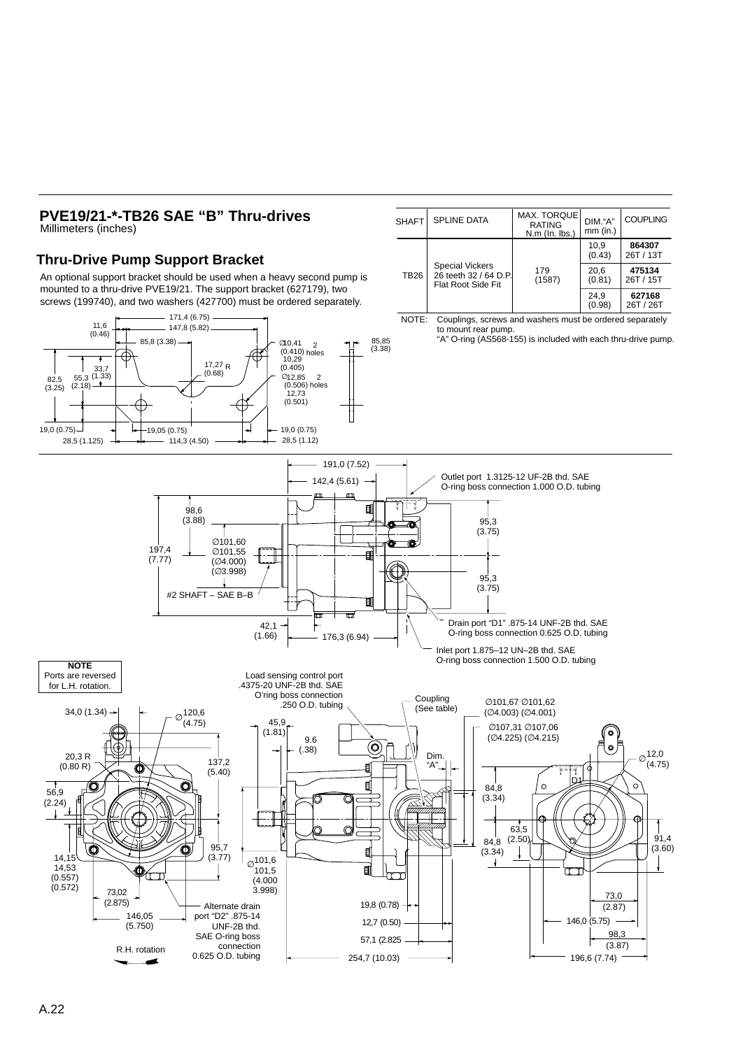## PVE19/21-*-TB26 SAE "B" Thru-drives

Millimeters (inches)

### Thru-Drive Pump Support Bracket

An optional support bracket should be used when a heavy second pump is mounted to a thru-drive PVE19/21. The support bracket (627179), two screws (199740), and two washers (427700) must be ordered separately.

| SHAFT | SPLINE DATA | MAX. TORQUE RATING N.m (In. lbs.) | DIM."A" mm (in.) | COUPLING |
|---|---|---|---|---|
| TB26 | Special Vickers 26 teeth 32 / 64 D.P. Flat Root Side Fit | 179 (1587) | 10,9 (0.43) | **864307** 26T / 13T |
| | | | 20,6 (0.81) | **475134** 26T / 15T |
| | | | 24,9 (0.98) | **627168** 26T / 26T |

NOTE: Couplings, screws and washers must be ordered separately to mount rear pump.
"A" O-ring (AS568-155) is included with each thru-drive pump.

171,4 (6.75)
11,6 (0.46)
147,8 (5.82)
85,8 (3.38)
∅10,41 (0.410) 10,29 (0.405) 2 holes
85,85 (3.38)
17,27 R (0.68)
33,7 (1.33)
82,5 (3.25)
55,3 (2.18)
∅12,85 (0.506) 12,73 (0.501) 2 holes
19,0 (0.75)
19,05 (0.75)
19,0 (0.75)
28,5 (1.125)
114,3 (4.50)
28,5 (1.12)

191,0 (7.52)
142,4 (5.61)
Outlet port 1.3125-12 UF-2B thd. SAE O-ring boss connection 1.000 O.D. tubing
98,6 (3.88)
95,3 (3.75)
197,4 (7.77)
∅101,60 ∅101,55 (∅4.000) (∅3.998)
95,3 (3.75)
#2 SHAFT – SAE B–B
42,1 (1.66)
176,3 (6.94)
Drain port "D1" .875-14 UNF-2B thd. SAE O-ring boss connection 0.625 O.D. tubing
Inlet port 1.875–12 UN–2B thd. SAE O-ring boss connection 1.500 O.D. tubing

**NOTE**
Ports are reversed for L.H. rotation.

Load sensing control port .4375-20 UNF-2B thd. SAE O'ring boss connection .250 O.D. tubing
Coupling (See table)
∅101,67 ∅101,62 (∅4.003) (∅4.001)
∅107,31 ∅107,06 (∅4.225) (∅4.215)
34,0 (1.34)
∅120,6 (4.75)
45,9 (1.81)
9.6 (.38)
20,3 R (0.80 R)
137,2 (5.40)
Dim. "A"
∅12,0 (4.75)
D1
56,9 (2.24)
84,8 (3.34)
63,5 (2.50)
84,8 (3.34)
91,4 (3.60)
14,15 14,53 (0.557) (0.572)
95,7 (3.77)
∅101,6 101,5 (4.000 3.998)
73,02 (2.875)
73,0 (2.87)
146,05 (5.750)
Alternate drain port "D2" .875-14 UNF-2B thd. SAE O-ring boss connection 0.625 O.D. tubing
19,8 (0.78)
12,7 (0.50)
57,1 (2.825
146,0 (5.75)
98,3 (3.87)
R.H. rotation
254,7 (10.03)
196,6 (7.74)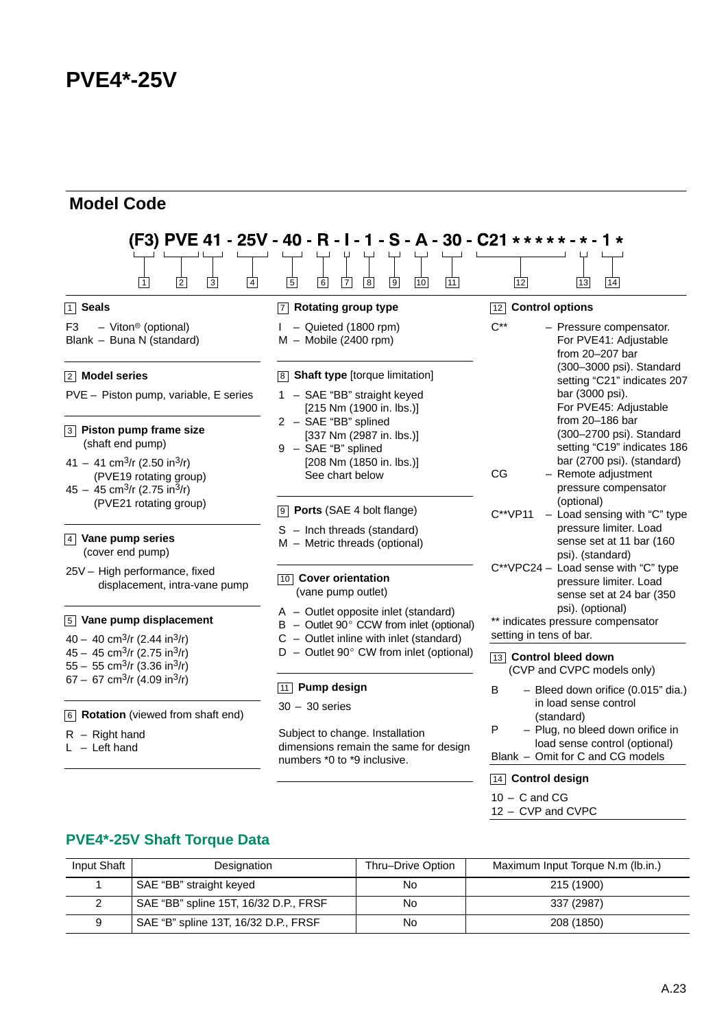# PVE4*-25V

## Model Code

**(F3) PVE 41 - 25V - 40 - R - I - 1 - S - A - 30 - C21 * * * * * - * - 1 ***

(1) (2) (3) (4) (5) (6) (7) (8) (9) (10) (11) (12) (13) (14)

**1 Seals**

F3 – Viton® (optional)
Blank – Buna N (standard)

**2 Model series**

PVE – Piston pump, variable, E series

**3 Piston pump frame size**
(shaft end pump)

41 – 41 $cm^3$/r (2.50 $in^3$/r) (PVE19 rotating group)
45 – 45 $cm^3$/r (2.75 $in^3$/r) (PVE21 rotating group)

**4 Vane pump series**
(cover end pump)

25V – High performance, fixed displacement, intra-vane pump

**5 Vane pump displacement**

40 – 40 $cm^3$/r (2.44 $in^3$/r)
45 – 45 $cm^3$/r (2.75 $in^3$/r)
55 – 55 $cm^3$/r (3.36 $in^3$/r)
67 – 67 $cm^3$/r (4.09 $in^3$/r)

**6 Rotation** (viewed from shaft end)

R – Right hand
L – Left hand

**7 Rotating group type**

I – Quieted (1800 rpm)
M – Mobile (2400 rpm)

**8 Shaft type** [torque limitation]

1 – SAE “BB” straight keyed [215 Nm (1900 in. lbs.)]
2 – SAE “BB” splined [337 Nm (2987 in. lbs.)]
9 – SAE “B” splined [208 Nm (1850 in. lbs.)]
See chart below

**9 Ports** (SAE 4 bolt flange)

S – Inch threads (standard)
M – Metric threads (optional)

**10 Cover orientation**
(vane pump outlet)

A – Outlet opposite inlet (standard)
B – Outlet 90° CCW from inlet (optional)
C – Outlet inline with inlet (standard)
D – Outlet 90° CW from inlet (optional)

**11 Pump design**

30 – 30 series

Subject to change. Installation dimensions remain the same for design numbers *0 to *9 inclusive.

**12 Control options**

C** – Pressure compensator. For PVE41: Adjustable from 20–207 bar (300–3000 psi). Standard setting “C21” indicates 207 bar (3000 psi). For PVE45: Adjustable from 20–186 bar (300–2700 psi). Standard setting “C19” indicates 186 bar (2700 psi). (standard)
CG – Remote adjustment pressure compensator (optional)
C**VP11 – Load sensing with “C” type pressure limiter. Load sense set at 11 bar (160 psi). (standard)
C**VPC24 – Load sense with “C” type pressure limiter. Load sense set at 24 bar (350 psi). (optional)

** indicates pressure compensator setting in tens of bar.

**13 Control bleed down**
(CVP and CVPC models only)

B – Bleed down orifice (0.015” dia.) in load sense control (standard)
P – Plug, no bleed down orifice in load sense control (optional)
Blank – Omit for C and CG models

**14 Control design**

10 – C and CG
12 – CVP and CVPC

## PVE4*-25V Shaft Torque Data

| Input Shaft | Designation | Thru–Drive Option | Maximum Input Torque N.m (lb.in.) |
|---|---|---|---|
| 1 | SAE “BB” straight keyed | No | 215 (1900) |
| 2 | SAE “BB” spline 15T, 16/32 D.P., FRSF | No | 337 (2987) |
| 9 | SAE “B” spline 13T, 16/32 D.P., FRSF | No | 208 (1850) |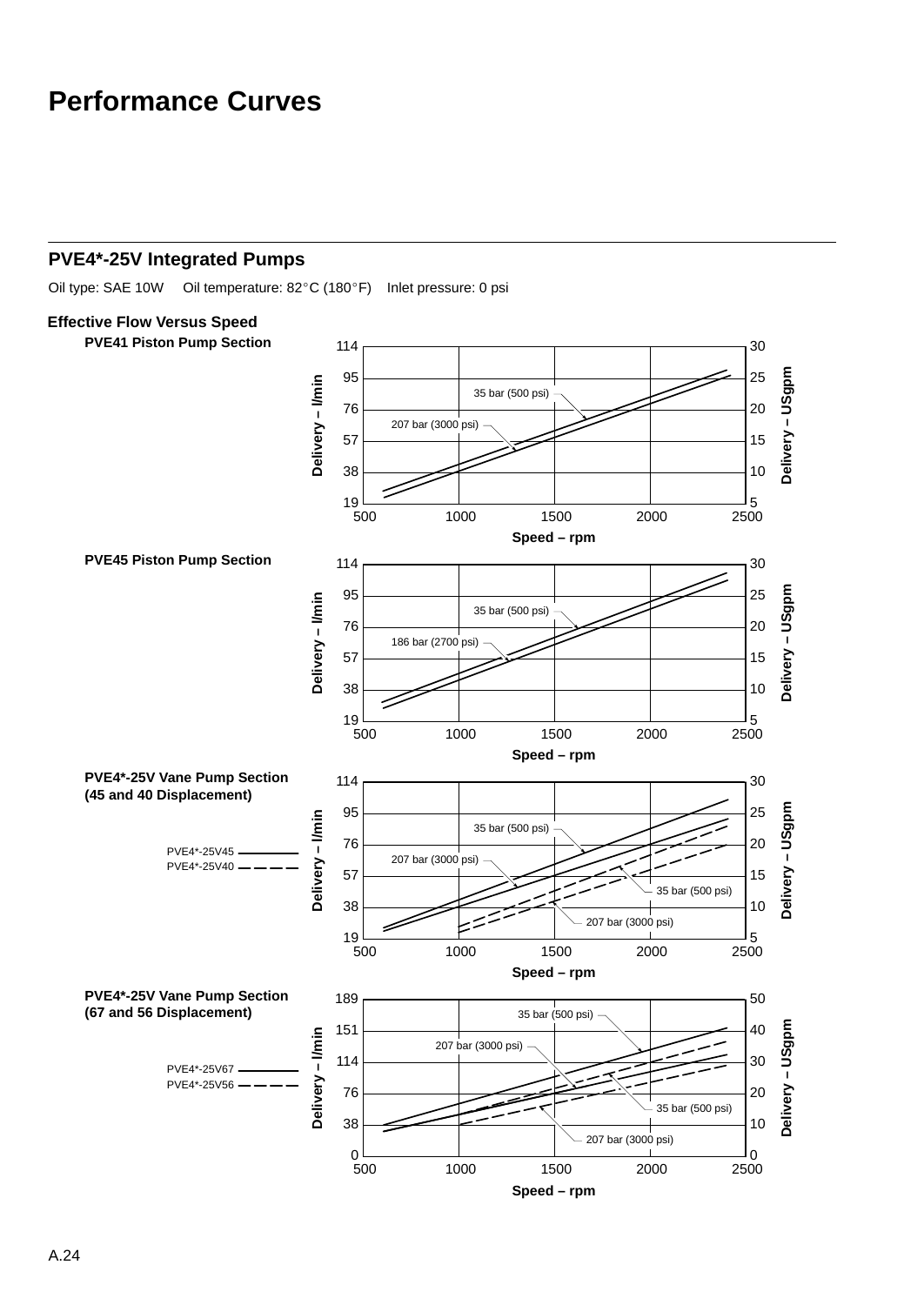# Performance Curves

## PVE4*-25V Integrated Pumps

Oil type: SAE 10W    Oil temperature: 82°C (180°F)    Inlet pressure: 0 psi

### Effective Flow Versus Speed

**PVE41 Piston Pump Section**

Delivery – l/min: 19, 38, 57, 76, 95, 114
Delivery – USgpm: 5, 10, 15, 20, 25, 30
Speed – rpm: 500, 1000, 1500, 2000, 2500

35 bar (500 psi)
207 bar (3000 psi)

**PVE45 Piston Pump Section**

Delivery – l/min: 19, 38, 57, 76, 95, 114
Delivery – USgpm: 5, 10, 15, 20, 25, 30
Speed – rpm: 500, 1000, 1500, 2000, 2500

35 bar (500 psi)
186 bar (2700 psi)

**PVE4*-25V Vane Pump Section (45 and 40 Displacement)**

PVE4*-25V45 ————
PVE4*-25V40 — — — —

Delivery – l/min: 19, 38, 57, 76, 95, 114
Delivery – USgpm: 5, 10, 15, 20, 25, 30
Speed – rpm: 500, 1000, 1500, 2000, 2500

35 bar (500 psi)
207 bar (3000 psi)
35 bar (500 psi)
207 bar (3000 psi)

**PVE4*-25V Vane Pump Section (67 and 56 Displacement)**

PVE4*-25V67 ————
PVE4*-25V56 — — — —

Delivery – l/min: 0, 38, 76, 114, 151, 189
Delivery – USgpm: 0, 10, 20, 30, 40, 50
Speed – rpm: 500, 1000, 1500, 2000, 2500

35 bar (500 psi)
207 bar (3000 psi)
35 bar (500 psi)
207 bar (3000 psi)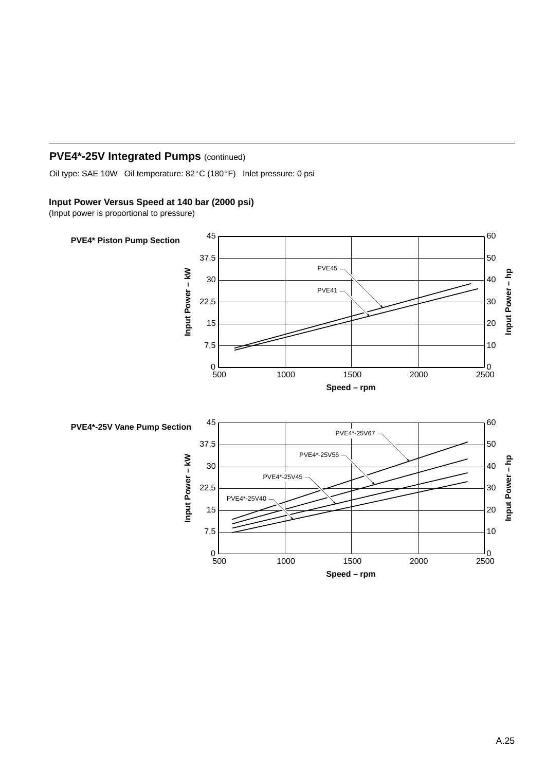## PVE4*-25V Integrated Pumps (continued)

Oil type: SAE 10W   Oil temperature: 82°C (180°F)   Inlet pressure: 0 psi

**Input Power Versus Speed at 140 bar (2000 psi)**
(Input power is proportional to pressure)

**PVE4* Piston Pump Section**

Input Power – kW: 0, 7,5, 15, 22,5, 30, 37,5, 45

Input Power – hp: 0, 10, 20, 30, 40, 50, 60

Speed – rpm: 500, 1000, 1500, 2000, 2500

PVE45
PVE41

**PVE4*-25V Vane Pump Section**

Input Power – kW: 0, 7,5, 15, 22,5, 30, 37,5, 45

Input Power – hp: 0, 10, 20, 30, 40, 50, 60

Speed – rpm: 500, 1000, 1500, 2000, 2500

PVE4*-25V67
PVE4*-25V56
PVE4*-25V45
PVE4*-25V40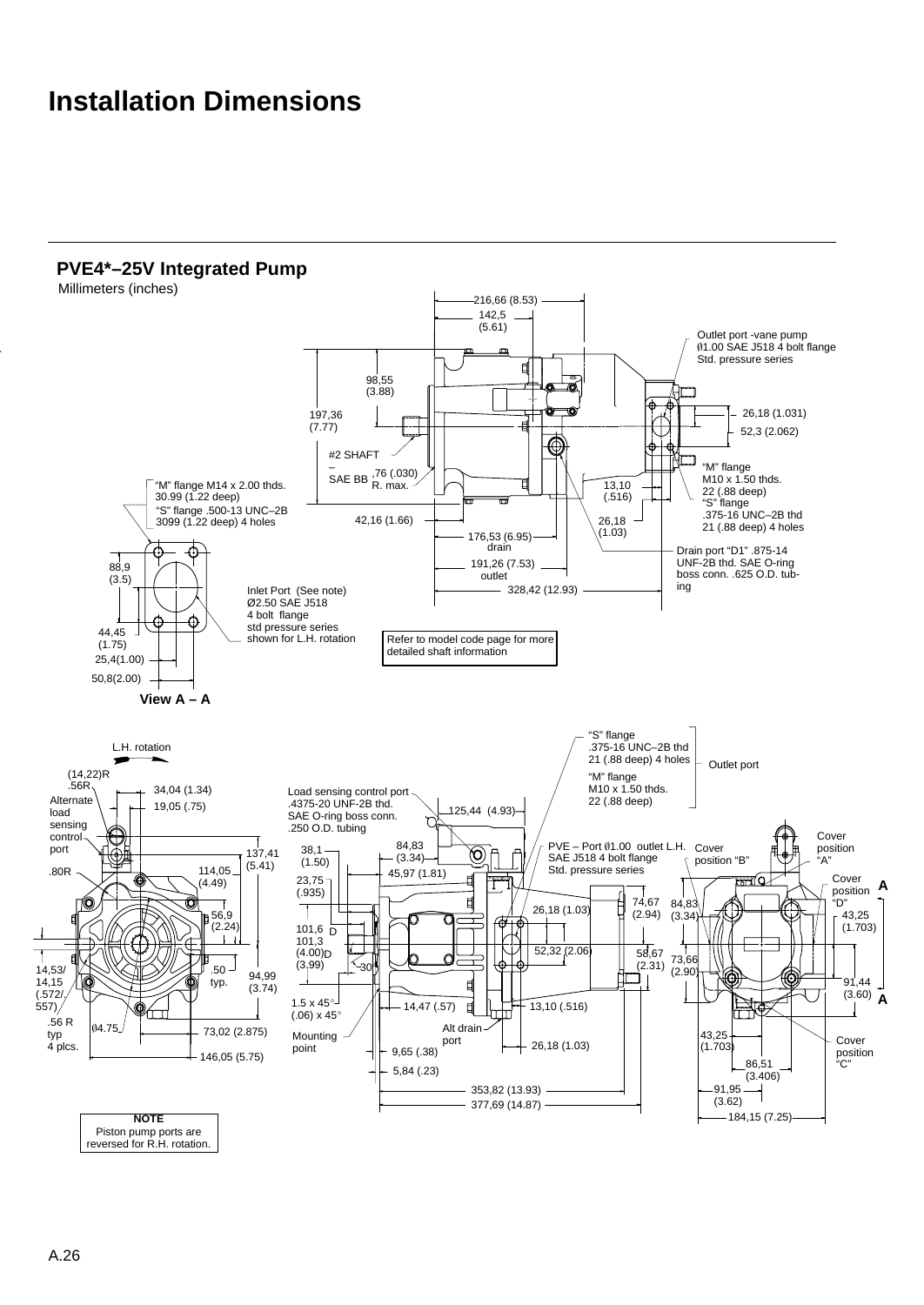# Installation Dimensions

## PVE4*–25V Integrated Pump

Millimeters (inches)

216,66 (8.53)

142,5 (5.61)

Outlet port -vane pump Ø1.00 SAE J518 4 bolt flange Std. pressure series

98,55 (3.88)

197,36 (7.77)

26,18 (1.031)

52,3 (2.062)

#2 SHAFT – SAE BB

.76 (.030) R. max.

"M" flange M10 x 1.50 thds. 22 (.88 deep)
"S" flange .375-16 UNC–2B thd 21 (.88 deep) 4 holes

"M" flange M14 x 2.00 thds. 30.99 (1.22 deep)
"S" flange .500-13 UNC–2B 3099 (1.22 deep) 4 holes

13,10 (.516)

42,16 (1.66)

26,18 (1.03)

176,53 (6.95) drain

Drain port "D1" .875-14 UNF-2B thd. SAE O-ring boss conn. .625 O.D. tubing

88,9 (3.5)

191,26 (7.53) outlet

328,42 (12.93)

Inlet Port (See note) Ø2.50 SAE J518 4 bolt flange std pressure series shown for L.H. rotation

44,45 (1.75)

25,4(1.00)

50,8(2.00)

Refer to model code page for more detailed shaft information

**View A – A**

"S" flange .375-16 UNC–2B thd 21 (.88 deep) 4 holes
"M" flange M10 x 1.50 thds. 22 (.88 deep)
Outlet port

L.H. rotation

(14,22)R .56R

34,04 (1.34)

19,05 (.75)

Alternate load sensing control port

Load sensing control port .4375-20 UNF-2B thd. SAE O-ring boss conn. .250 O.D. tubing

125,44 (4.93)

137,41 (5.41)

.80R

114,05 (4.49)

56,9 (2.24)

38,1 (1.50)

84,83 (3.34)

45,97 (1.81)

PVE – Port Ø1.00 outlet L.H. SAE J518 4 bolt flange Std. pressure series

Cover position "B"

Cover position "A"

Cover position "D"

23,75 (.935)

74,67 (2.94)

84,83 (3.34)

43,25 (1.703)

26,18 (1.03)

101,6 101,3 (4.00) (3,99)

D D

30°

52,32 (2.06)

58,67 (2.31)

73,66 (2.90)

14,53/ 14,15 (.572/.557)

.50 typ.

94,99 (3.74)

91,44 (3.60)

1.5 x 45° (.06) x 45°

14,47 (.57)

13,10 (.516)

.56 R typ 4 plcs.

Ø4.75

73,02 (2.875)

Alt drain port

Mounting point

26,18 (1.03)

43,25 (1.703)

Cover position "C"

146,05 (5.75)

9,65 (.38)

5,84 (.23)

86,51 (3.406)

353,82 (13.93)

91,95 (3.62)

377,69 (14.87)

184,15 (7.25)

A

A

**NOTE**
Piston pump ports are reversed for R.H. rotation.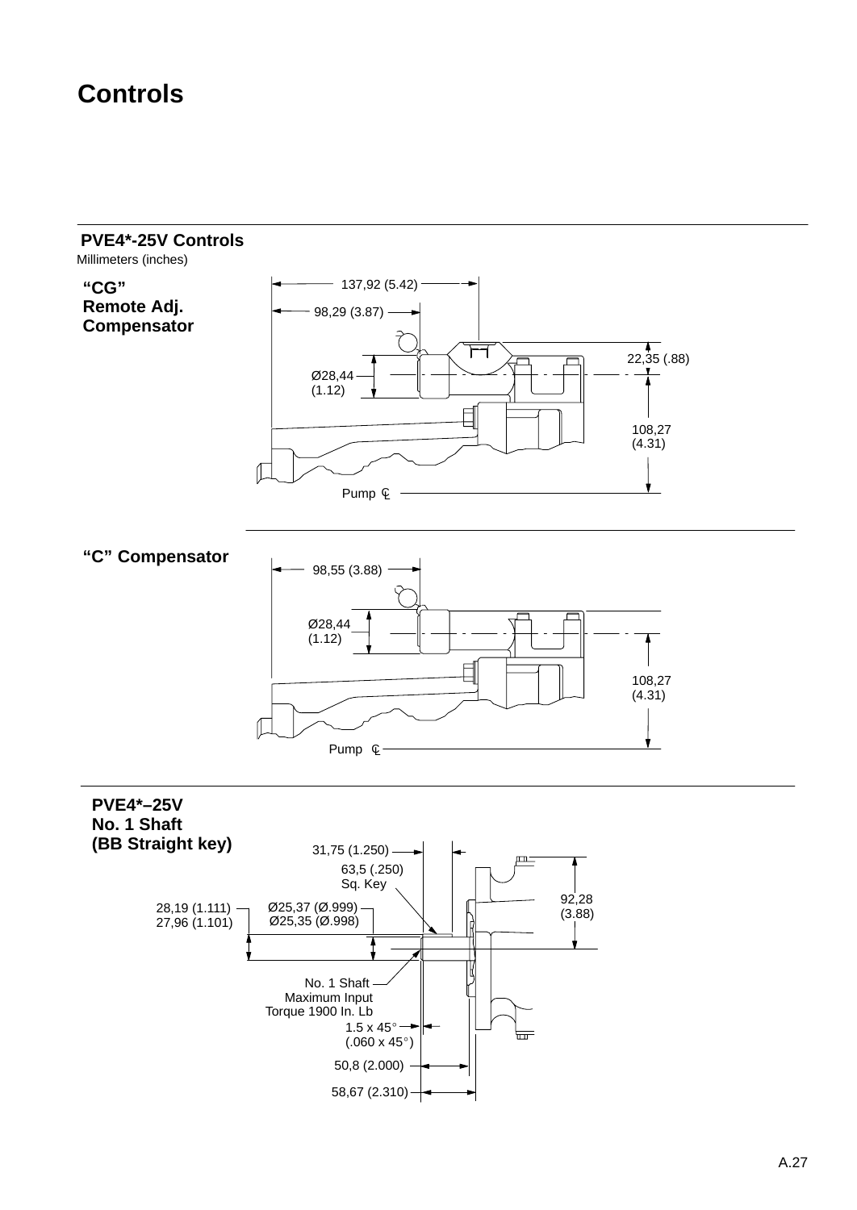# Controls

## PVE4*-25V Controls

Millimeters (inches)

**"CG" Remote Adj. Compensator**

137,92 (5.42)

98,29 (3.87)

22,35 (.88)

Ø28,44 (1.12)

108,27 (4.31)

Pump ℄

**"C" Compensator**

98,55 (3.88)

Ø28,44 (1.12)

108,27 (4.31)

Pump ℄

**PVE4*–25V No. 1 Shaft (BB Straight key)**

31,75 (1.250)

63,5 (.250) Sq. Key

92,28 (3.88)

28,19 (1.111)
27,96 (1.101)

Ø25,37 (Ø.999)
Ø25,35 (Ø.998)

No. 1 Shaft Maximum Input Torque 1900 In. Lb

1.5 x 45° (.060 x 45°)

50,8 (2.000)

58,67 (2.310)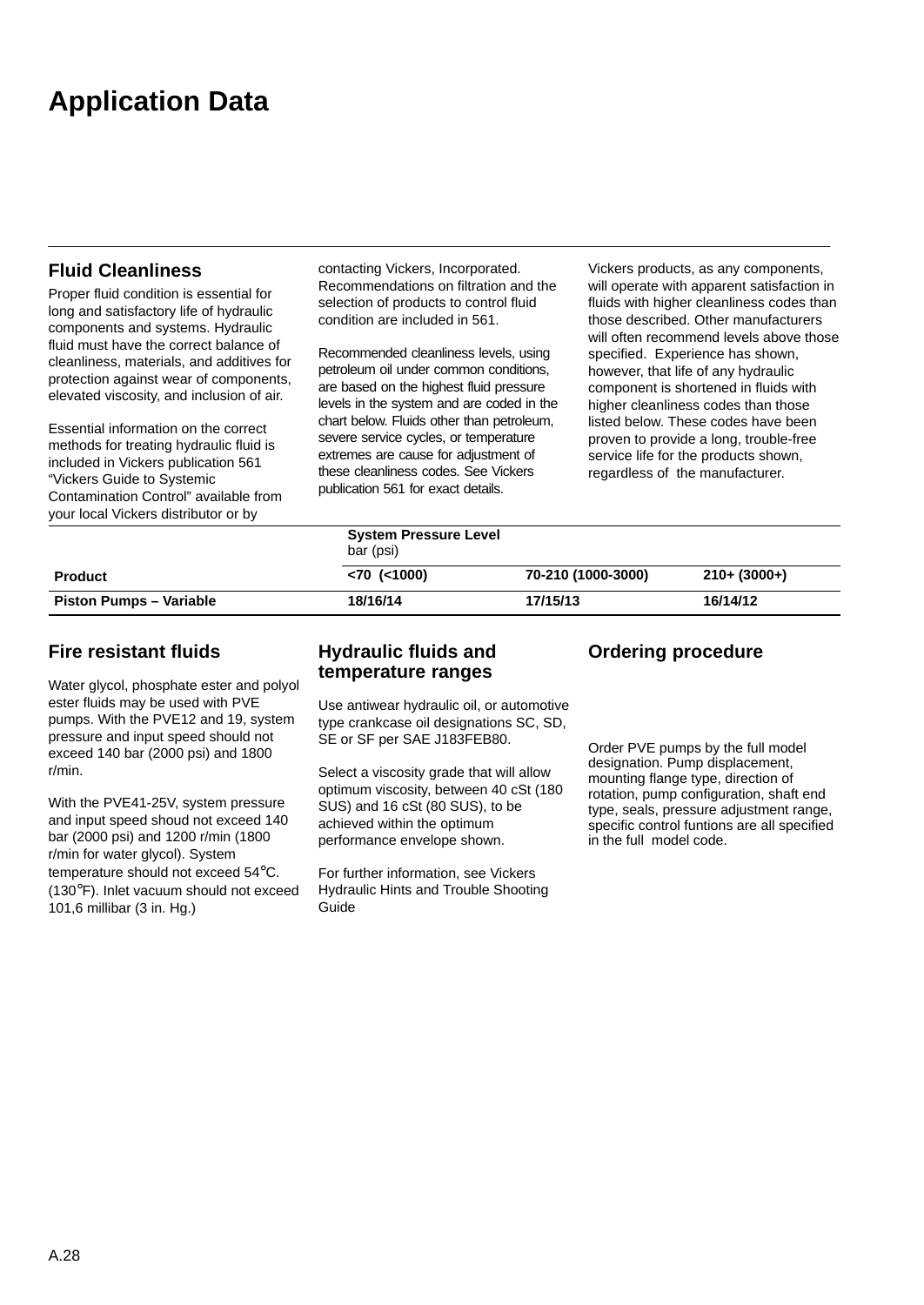# Application Data

## Fluid Cleanliness

Proper fluid condition is essential for long and satisfactory life of hydraulic components and systems. Hydraulic fluid must have the correct balance of cleanliness, materials, and additives for protection against wear of components, elevated viscosity, and inclusion of air.

Essential information on the correct methods for treating hydraulic fluid is included in Vickers publication 561 "Vickers Guide to Systemic Contamination Control" available from your local Vickers distributor or by contacting Vickers, Incorporated. Recommendations on filtration and the selection of products to control fluid condition are included in 561.

Recommended cleanliness levels, using petroleum oil under common conditions, are based on the highest fluid pressure levels in the system and are coded in the chart below. Fluids other than petroleum, severe service cycles, or temperature extremes are cause for adjustment of these cleanliness codes. See Vickers publication 561 for exact details.

Vickers products, as any components, will operate with apparent satisfaction in fluids with higher cleanliness codes than those described. Other manufacturers will often recommend levels above those specified. Experience has shown, however, that life of any hydraulic component is shortened in fluids with higher cleanliness codes than those listed below. These codes have been proven to provide a long, trouble-free service life for the products shown, regardless of the manufacturer.

| | **System Pressure Level** bar (psi) | | |
|---|---|---|---|
| **Product** | **<70 (<1000)** | **70-210 (1000-3000)** | **210+ (3000+)** |
| **Piston Pumps – Variable** | **18/16/14** | **17/15/13** | **16/14/12** |

## Fire resistant fluids

Water glycol, phosphate ester and polyol ester fluids may be used with PVE pumps. With the PVE12 and 19, system pressure and input speed should not exceed 140 bar (2000 psi) and 1800 r/min.

With the PVE41-25V, system pressure and input speed shoud not exceed 140 bar (2000 psi) and 1200 r/min (1800 r/min for water glycol). System temperature should not exceed 54°C. (130°F). Inlet vacuum should not exceed 101,6 millibar (3 in. Hg.)

## Hydraulic fluids and temperature ranges

Use antiwear hydraulic oil, or automotive type crankcase oil designations SC, SD, SE or SF per SAE J183FEB80.

Select a viscosity grade that will allow optimum viscosity, between 40 cSt (180 SUS) and 16 cSt (80 SUS), to be achieved within the optimum performance envelope shown.

For further information, see Vickers Hydraulic Hints and Trouble Shooting Guide

## Ordering procedure

Order PVE pumps by the full model designation. Pump displacement, mounting flange type, direction of rotation, pump configuration, shaft end type, seals, pressure adjustment range, specific control funtions are all specified in the full model code.